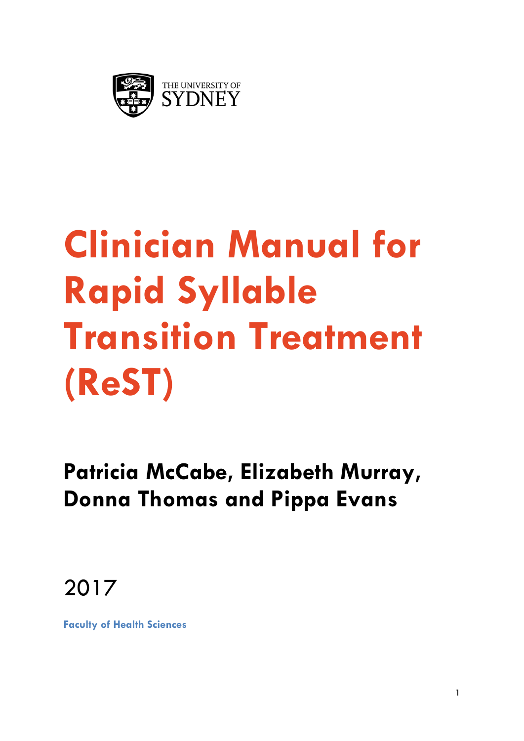THE UNIVERSITY OF SYDNEY

# Clinician Manual for Rapid Syllable Transition Treatment (ReST)

## Patricia McCabe, Elizabeth Murray, Donna Thomas and Pippa Evans

2017

**Faculty of Health Sciences**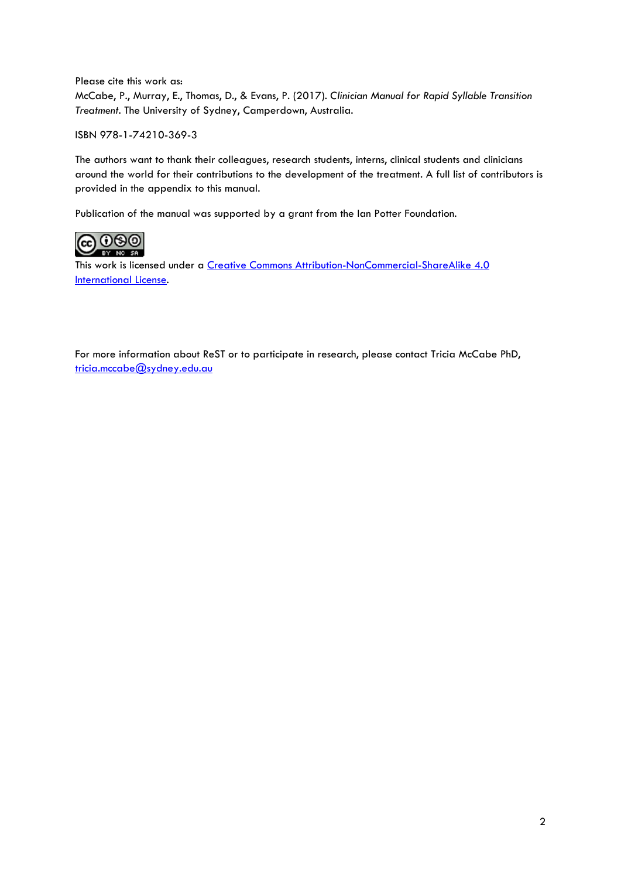Please cite this work as:
McCabe, P., Murray, E., Thomas, D., & Evans, P. (2017). *Clinician Manual for Rapid Syllable Transition Treatment*. The University of Sydney, Camperdown, Australia.

ISBN 978-1-74210-369-3

The authors want to thank their colleagues, research students, interns, clinical students and clinicians around the world for their contributions to the development of the treatment. A full list of contributors is provided in the appendix to this manual.

Publication of the manual was supported by a grant from the Ian Potter Foundation.

This work is licensed under a [Creative Commons Attribution-NonCommercial-ShareAlike 4.0 International License](http://creativecommons.org/licenses/by-nc-sa/4.0/).

For more information about ReST or to participate in research, please contact Tricia McCabe PhD, [tricia.mccabe@sydney.edu.au](mailto:tricia.mccabe@sydney.edu.au)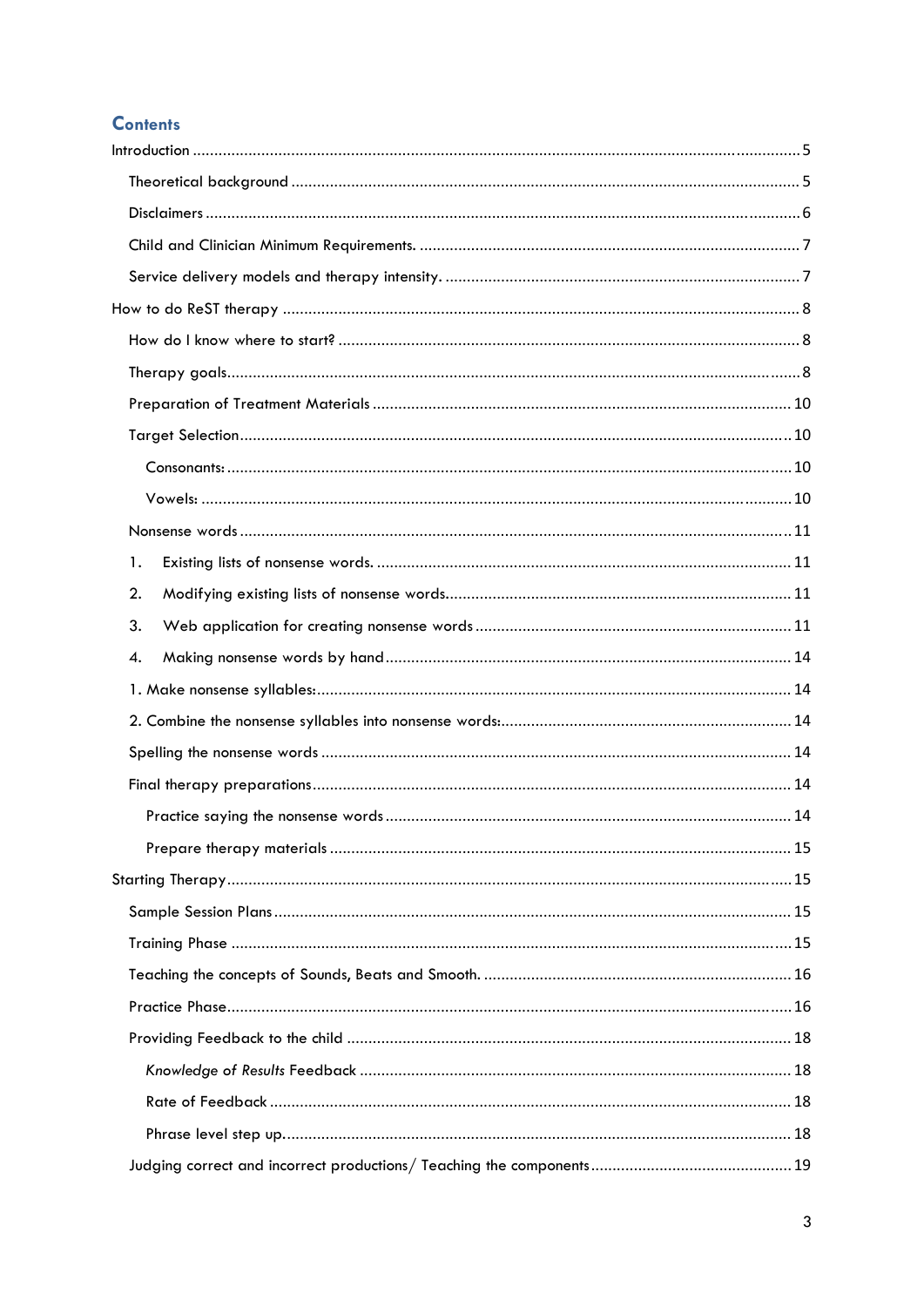## Contents

- Introduction ........ 5
  - Theoretical background ........ 5
  - Disclaimers ........ 6
  - Child and Clinician Minimum Requirements. ........ 7
  - Service delivery models and therapy intensity. ........ 7
- How to do ReST therapy ........ 8
  - How do I know where to start? ........ 8
  - Therapy goals ........ 8
  - Preparation of Treatment Materials ........ 10
  - Target Selection ........ 10
    - Consonants: ........ 10
    - Vowels: ........ 10
  - Nonsense words ........ 11
  - 1. Existing lists of nonsense words. ........ 11
  - 2. Modifying existing lists of nonsense words. ........ 11
  - 3. Web application for creating nonsense words ........ 11
  - 4. Making nonsense words by hand ........ 14
  - 1. Make nonsense syllables: ........ 14
  - 2. Combine the nonsense syllables into nonsense words: ........ 14
  - Spelling the nonsense words ........ 14
  - Final therapy preparations ........ 14
    - Practice saying the nonsense words ........ 14
    - Prepare therapy materials ........ 15
- Starting Therapy ........ 15
  - Sample Session Plans ........ 15
  - Training Phase ........ 15
  - Teaching the concepts of Sounds, Beats and Smooth. ........ 16
  - Practice Phase ........ 16
  - Providing Feedback to the child ........ 18
    - *Knowledge of Results* Feedback ........ 18
    - Rate of Feedback ........ 18
    - Phrase level step up. ........ 18
  - Judging correct and incorrect productions/ Teaching the components ........ 19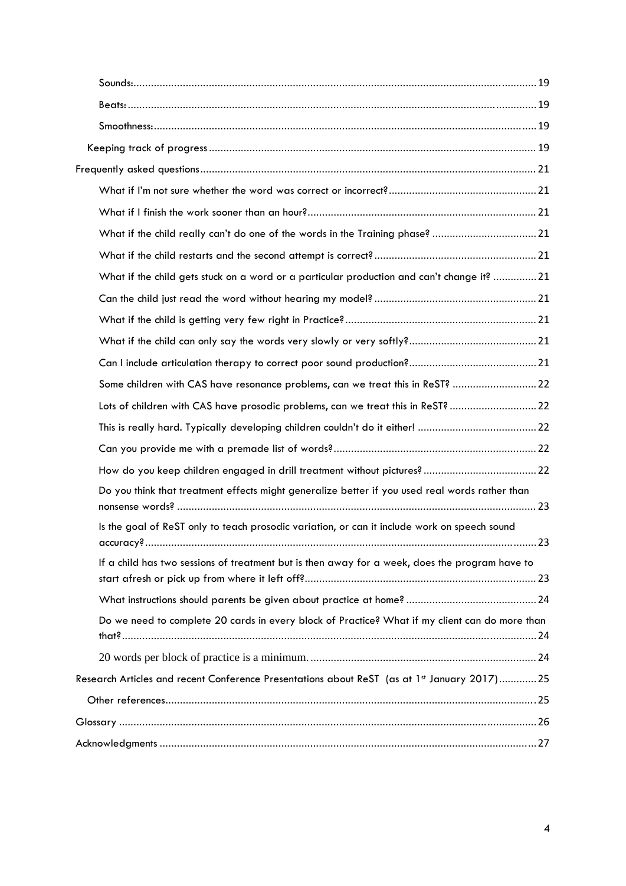- Sounds: 19
- Beats: 19
- Smoothness: 19
- Keeping track of progress 19

Frequently asked questions 21

- What if I'm not sure whether the word was correct or incorrect? 21
- What if I finish the work sooner than an hour? 21
- What if the child really can't do one of the words in the Training phase? 21
- What if the child restarts and the second attempt is correct? 21
- What if the child gets stuck on a word or a particular production and can't change it? 21
- Can the child just read the word without hearing my model? 21
- What if the child is getting very few right in Practice? 21
- What if the child can only say the words very slowly or very softly? 21
- Can I include articulation therapy to correct poor sound production? 21
- Some children with CAS have resonance problems, can we treat this in ReST? 22
- Lots of children with CAS have prosodic problems, can we treat this in ReST? 22
- This is really hard. Typically developing children couldn't do it either! 22
- Can you provide me with a premade list of words? 22
- How do you keep children engaged in drill treatment without pictures? 22
- Do you think that treatment effects might generalize better if you used real words rather than nonsense words? 23
- Is the goal of ReST only to teach prosodic variation, or can it include work on speech sound accuracy? 23
- If a child has two sessions of treatment but is then away for a week, does the program have to start afresh or pick up from where it left off? 23
- What instructions should parents be given about practice at home? 24
- Do we need to complete 20 cards in every block of Practice? What if my client can do more than that? 24
- 20 words per block of practice is a minimum. 24

Research Articles and recent Conference Presentations about ReST (as at 1st January 2017) 25

- Other references 25

Glossary 26

Acknowledgments 27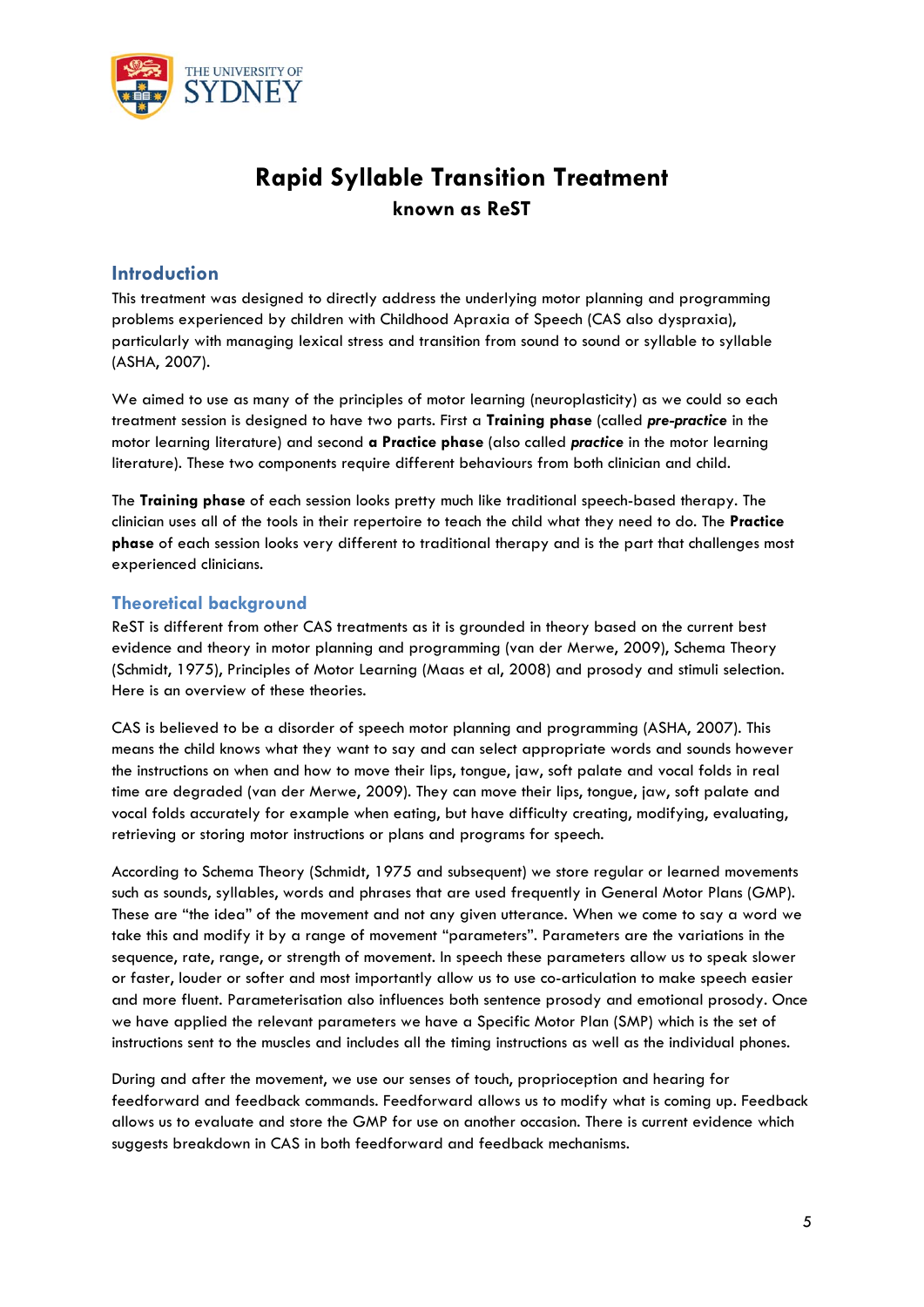# Rapid Syllable Transition Treatment

**known as ReST**

## Introduction

This treatment was designed to directly address the underlying motor planning and programming problems experienced by children with Childhood Apraxia of Speech (CAS also dyspraxia), particularly with managing lexical stress and transition from sound to sound or syllable to syllable (ASHA, 2007).

We aimed to use as many of the principles of motor learning (neuroplasticity) as we could so each treatment session is designed to have two parts. First a **Training phase** (called ***pre-practice*** in the motor learning literature) and second **a Practice phase** (also called ***practice*** in the motor learning literature). These two components require different behaviours from both clinician and child.

The **Training phase** of each session looks pretty much like traditional speech-based therapy. The clinician uses all of the tools in their repertoire to teach the child what they need to do. The **Practice phase** of each session looks very different to traditional therapy and is the part that challenges most experienced clinicians.

## Theoretical background

ReST is different from other CAS treatments as it is grounded in theory based on the current best evidence and theory in motor planning and programming (van der Merwe, 2009), Schema Theory (Schmidt, 1975), Principles of Motor Learning (Maas et al, 2008) and prosody and stimuli selection. Here is an overview of these theories.

CAS is believed to be a disorder of speech motor planning and programming (ASHA, 2007). This means the child knows what they want to say and can select appropriate words and sounds however the instructions on when and how to move their lips, tongue, jaw, soft palate and vocal folds in real time are degraded (van der Merwe, 2009). They can move their lips, tongue, jaw, soft palate and vocal folds accurately for example when eating, but have difficulty creating, modifying, evaluating, retrieving or storing motor instructions or plans and programs for speech.

According to Schema Theory (Schmidt, 1975 and subsequent) we store regular or learned movements such as sounds, syllables, words and phrases that are used frequently in General Motor Plans (GMP). These are "the idea" of the movement and not any given utterance. When we come to say a word we take this and modify it by a range of movement "parameters". Parameters are the variations in the sequence, rate, range, or strength of movement. In speech these parameters allow us to speak slower or faster, louder or softer and most importantly allow us to use co-articulation to make speech easier and more fluent. Parameterisation also influences both sentence prosody and emotional prosody. Once we have applied the relevant parameters we have a Specific Motor Plan (SMP) which is the set of instructions sent to the muscles and includes all the timing instructions as well as the individual phones.

During and after the movement, we use our senses of touch, proprioception and hearing for feedforward and feedback commands. Feedforward allows us to modify what is coming up. Feedback allows us to evaluate and store the GMP for use on another occasion. There is current evidence which suggests breakdown in CAS in both feedforward and feedback mechanisms.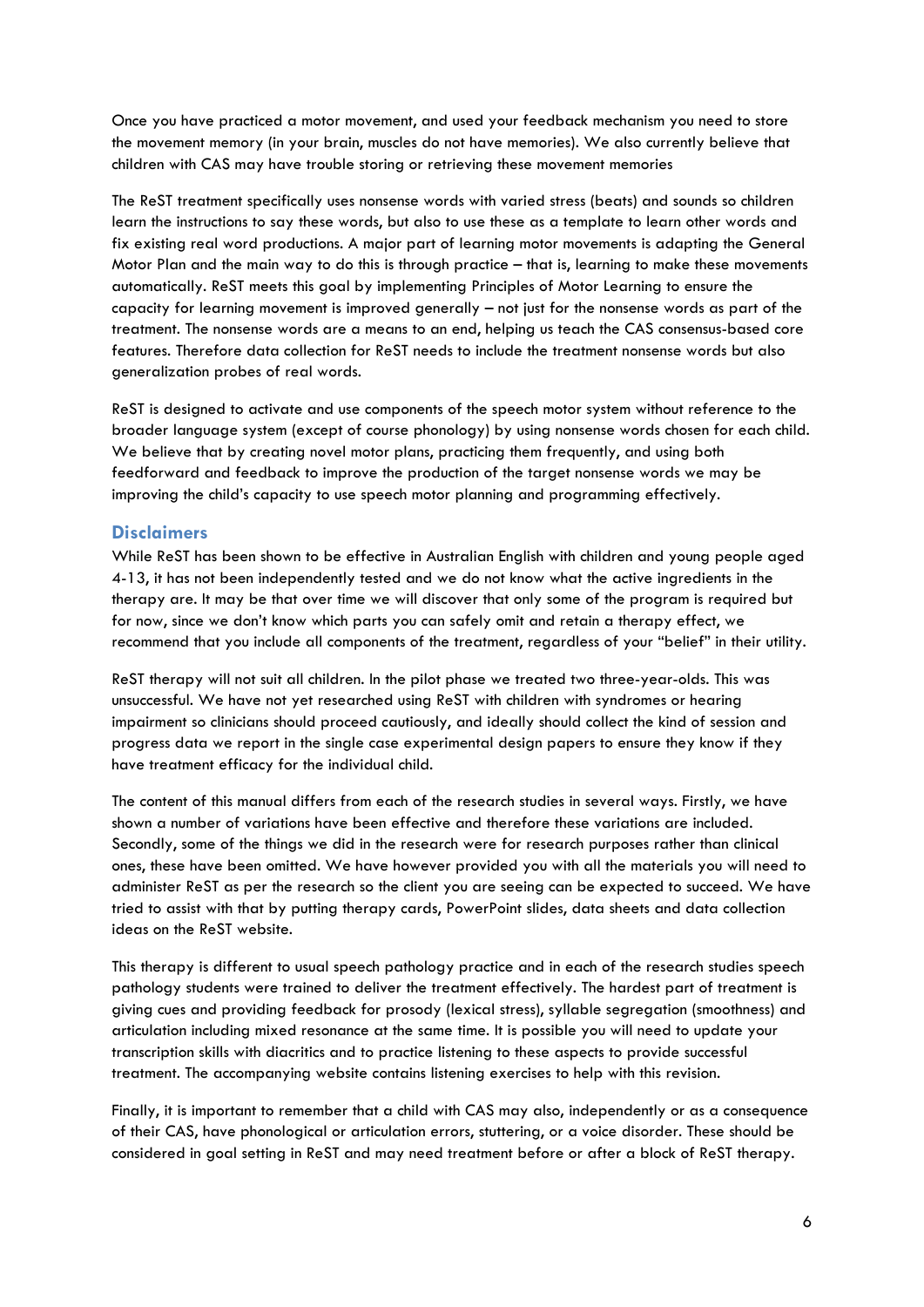Once you have practiced a motor movement, and used your feedback mechanism you need to store the movement memory (in your brain, muscles do not have memories). We also currently believe that children with CAS may have trouble storing or retrieving these movement memories

The ReST treatment specifically uses nonsense words with varied stress (beats) and sounds so children learn the instructions to say these words, but also to use these as a template to learn other words and fix existing real word productions. A major part of learning motor movements is adapting the General Motor Plan and the main way to do this is through practice – that is, learning to make these movements automatically. ReST meets this goal by implementing Principles of Motor Learning to ensure the capacity for learning movement is improved generally – not just for the nonsense words as part of the treatment. The nonsense words are a means to an end, helping us teach the CAS consensus-based core features. Therefore data collection for ReST needs to include the treatment nonsense words but also generalization probes of real words.

ReST is designed to activate and use components of the speech motor system without reference to the broader language system (except of course phonology) by using nonsense words chosen for each child. We believe that by creating novel motor plans, practicing them frequently, and using both feedforward and feedback to improve the production of the target nonsense words we may be improving the child's capacity to use speech motor planning and programming effectively.

## Disclaimers

While ReST has been shown to be effective in Australian English with children and young people aged 4-13, it has not been independently tested and we do not know what the active ingredients in the therapy are. It may be that over time we will discover that only some of the program is required but for now, since we don't know which parts you can safely omit and retain a therapy effect, we recommend that you include all components of the treatment, regardless of your "belief" in their utility.

ReST therapy will not suit all children. In the pilot phase we treated two three-year-olds. This was unsuccessful. We have not yet researched using ReST with children with syndromes or hearing impairment so clinicians should proceed cautiously, and ideally should collect the kind of session and progress data we report in the single case experimental design papers to ensure they know if they have treatment efficacy for the individual child.

The content of this manual differs from each of the research studies in several ways. Firstly, we have shown a number of variations have been effective and therefore these variations are included. Secondly, some of the things we did in the research were for research purposes rather than clinical ones, these have been omitted. We have however provided you with all the materials you will need to administer ReST as per the research so the client you are seeing can be expected to succeed. We have tried to assist with that by putting therapy cards, PowerPoint slides, data sheets and data collection ideas on the ReST website.

This therapy is different to usual speech pathology practice and in each of the research studies speech pathology students were trained to deliver the treatment effectively. The hardest part of treatment is giving cues and providing feedback for prosody (lexical stress), syllable segregation (smoothness) and articulation including mixed resonance at the same time. It is possible you will need to update your transcription skills with diacritics and to practice listening to these aspects to provide successful treatment. The accompanying website contains listening exercises to help with this revision.

Finally, it is important to remember that a child with CAS may also, independently or as a consequence of their CAS, have phonological or articulation errors, stuttering, or a voice disorder. These should be considered in goal setting in ReST and may need treatment before or after a block of ReST therapy.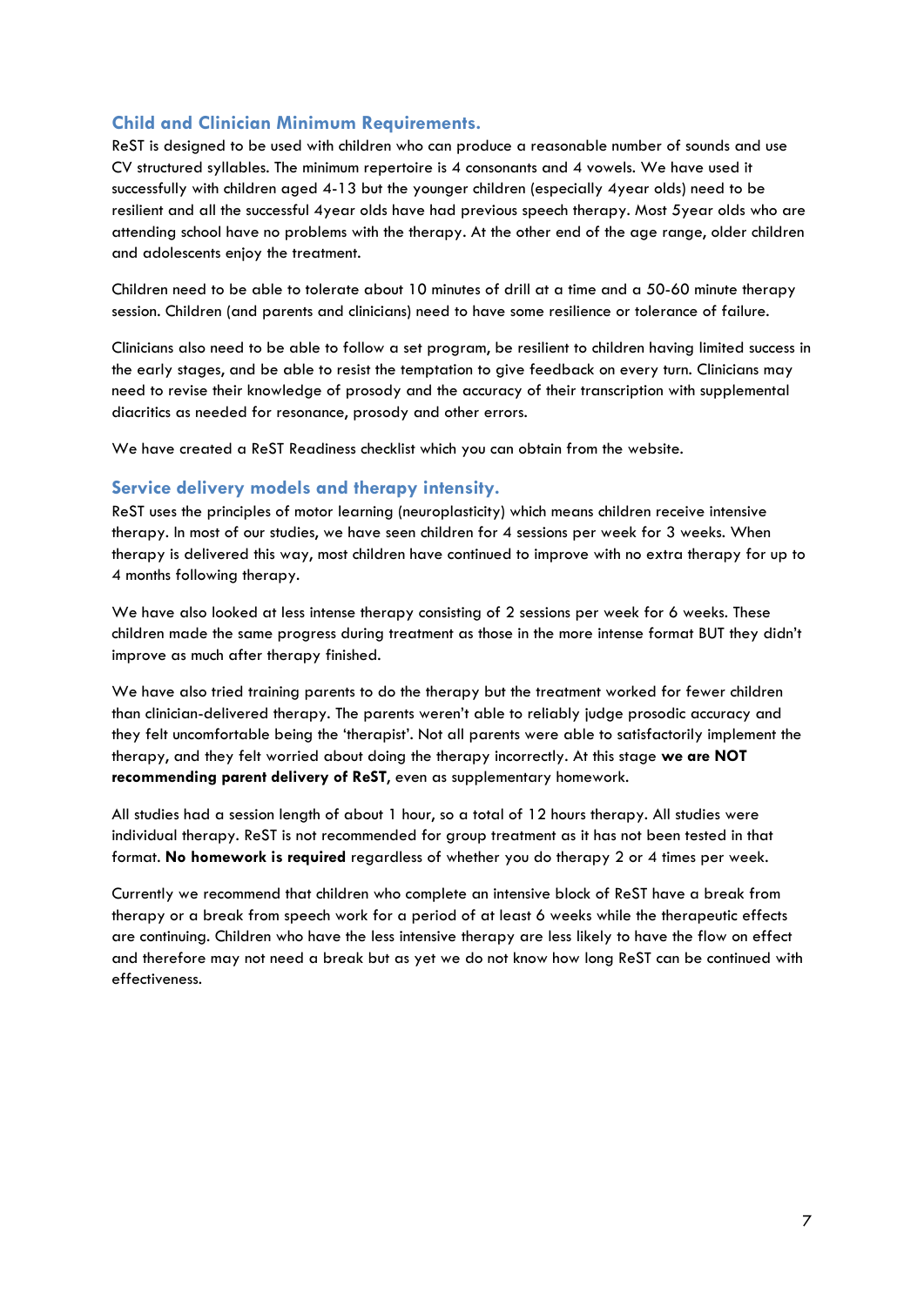## Child and Clinician Minimum Requirements.

ReST is designed to be used with children who can produce a reasonable number of sounds and use CV structured syllables. The minimum repertoire is 4 consonants and 4 vowels. We have used it successfully with children aged 4-13 but the younger children (especially 4year olds) need to be resilient and all the successful 4year olds have had previous speech therapy. Most 5year olds who are attending school have no problems with the therapy. At the other end of the age range, older children and adolescents enjoy the treatment.

Children need to be able to tolerate about 10 minutes of drill at a time and a 50-60 minute therapy session. Children (and parents and clinicians) need to have some resilience or tolerance of failure.

Clinicians also need to be able to follow a set program, be resilient to children having limited success in the early stages, and be able to resist the temptation to give feedback on every turn. Clinicians may need to revise their knowledge of prosody and the accuracy of their transcription with supplemental diacritics as needed for resonance, prosody and other errors.

We have created a ReST Readiness checklist which you can obtain from the website.

## Service delivery models and therapy intensity.

ReST uses the principles of motor learning (neuroplasticity) which means children receive intensive therapy. In most of our studies, we have seen children for 4 sessions per week for 3 weeks. When therapy is delivered this way, most children have continued to improve with no extra therapy for up to 4 months following therapy.

We have also looked at less intense therapy consisting of 2 sessions per week for 6 weeks. These children made the same progress during treatment as those in the more intense format BUT they didn't improve as much after therapy finished.

We have also tried training parents to do the therapy but the treatment worked for fewer children than clinician-delivered therapy. The parents weren't able to reliably judge prosodic accuracy and they felt uncomfortable being the 'therapist'. Not all parents were able to satisfactorily implement the therapy, and they felt worried about doing the therapy incorrectly. At this stage **we are NOT recommending parent delivery of ReST**, even as supplementary homework.

All studies had a session length of about 1 hour, so a total of 12 hours therapy. All studies were individual therapy. ReST is not recommended for group treatment as it has not been tested in that format. **No homework is required** regardless of whether you do therapy 2 or 4 times per week.

Currently we recommend that children who complete an intensive block of ReST have a break from therapy or a break from speech work for a period of at least 6 weeks while the therapeutic effects are continuing. Children who have the less intensive therapy are less likely to have the flow on effect and therefore may not need a break but as yet we do not know how long ReST can be continued with effectiveness.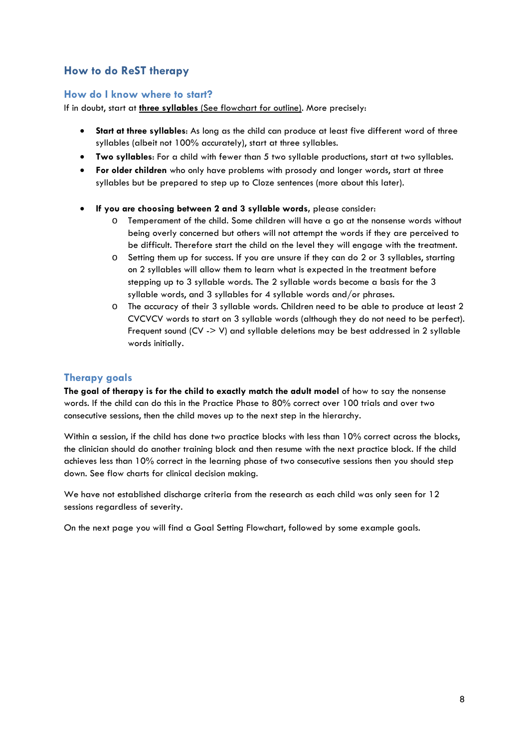## How to do ReST therapy

### How do I know where to start?

If in doubt, start at **<u>three syllables</u>** <u>(See flowchart for outline)</u>. More precisely:

- **Start at three syllables**: As long as the child can produce at least five different word of three syllables (albeit not 100% accurately), start at three syllables.
- **Two syllables**: For a child with fewer than 5 two syllable productions, start at two syllables.
- **For older children** who only have problems with prosody and longer words, start at three syllables but be prepared to step up to Cloze sentences (more about this later).

- **If you are choosing between 2 and 3 syllable words,** please consider:
  - Temperament of the child. Some children will have a go at the nonsense words without being overly concerned but others will not attempt the words if they are perceived to be difficult. Therefore start the child on the level they will engage with the treatment.
  - Setting them up for success. If you are unsure if they can do 2 or 3 syllables, starting on 2 syllables will allow them to learn what is expected in the treatment before stepping up to 3 syllable words. The 2 syllable words become a basis for the 3 syllable words, and 3 syllables for 4 syllable words and/or phrases.
  - The accuracy of their 3 syllable words. Children need to be able to produce at least 2 CVCVCV words to start on 3 syllable words (although they do not need to be perfect). Frequent sound (CV -> V) and syllable deletions may be best addressed in 2 syllable words initially.

### Therapy goals

**The goal of therapy is for the child to exactly match the adult model** of how to say the nonsense words. If the child can do this in the Practice Phase to 80% correct over 100 trials and over two consecutive sessions, then the child moves up to the next step in the hierarchy.

Within a session, if the child has done two practice blocks with less than 10% correct across the blocks, the clinician should do another training block and then resume with the next practice block. If the child achieves less than 10% correct in the learning phase of two consecutive sessions then you should step down. See flow charts for clinical decision making.

We have not established discharge criteria from the research as each child was only seen for 12 sessions regardless of severity.

On the next page you will find a Goal Setting Flowchart, followed by some example goals.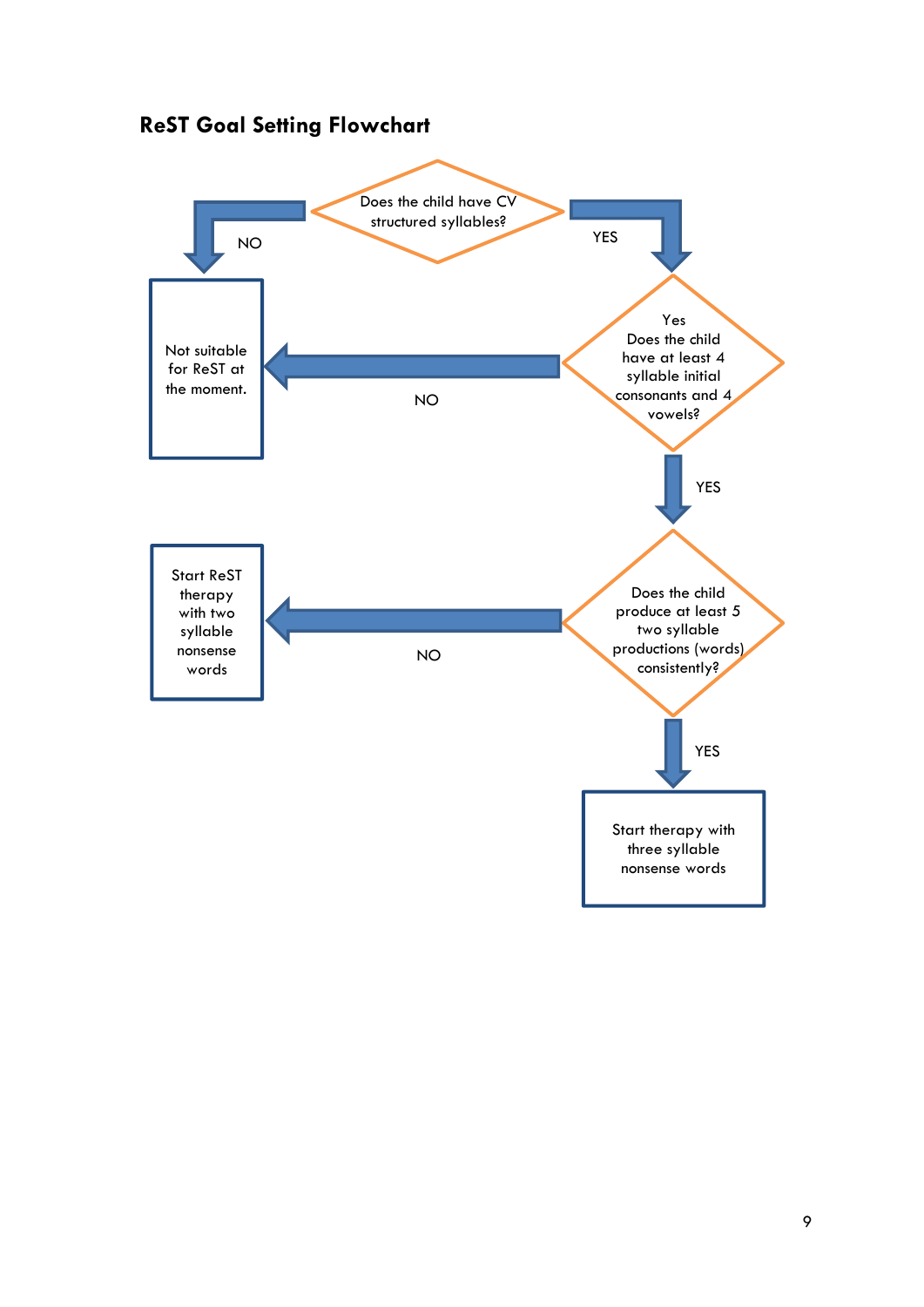## ReST Goal Setting Flowchart

Does the child have CV structured syllables?

- NO → Not suitable for ReST at the moment.
- YES → Yes Does the child have at least 4 syllable initial consonants and 4 vowels?
  - NO → Not suitable for ReST at the moment.
  - YES → Does the child produce at least 5 two syllable productions (words) consistently?
    - NO → Start ReST therapy with two syllable nonsense words
    - YES → Start therapy with three syllable nonsense words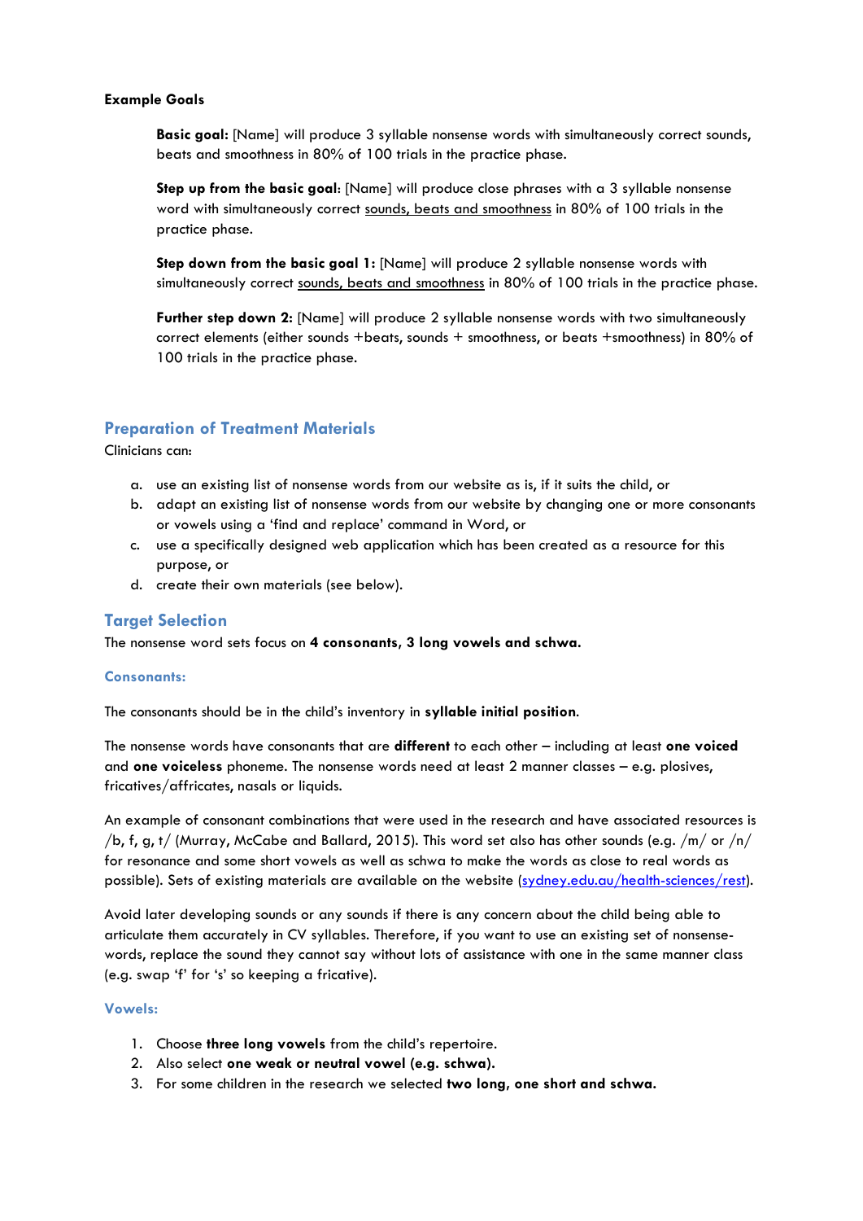**Example Goals**

**Basic goal:** [Name] will produce 3 syllable nonsense words with simultaneously correct sounds, beats and smoothness in 80% of 100 trials in the practice phase.

**Step up from the basic goal**: [Name] will produce close phrases with a 3 syllable nonsense word with simultaneously correct sounds, beats and smoothness in 80% of 100 trials in the practice phase.

**Step down from the basic goal 1:** [Name] will produce 2 syllable nonsense words with simultaneously correct sounds, beats and smoothness in 80% of 100 trials in the practice phase.

**Further step down 2:** [Name] will produce 2 syllable nonsense words with two simultaneously correct elements (either sounds +beats, sounds + smoothness, or beats +smoothness) in 80% of 100 trials in the practice phase.

## Preparation of Treatment Materials

Clinicians can:

a. use an existing list of nonsense words from our website as is, if it suits the child, or
b. adapt an existing list of nonsense words from our website by changing one or more consonants or vowels using a 'find and replace' command in Word, or
c. use a specifically designed web application which has been created as a resource for this purpose, or
d. create their own materials (see below).

## Target Selection

The nonsense word sets focus on **4 consonants, 3 long vowels and schwa.**

### Consonants:

The consonants should be in the child's inventory in **syllable initial position**.

The nonsense words have consonants that are **different** to each other – including at least **one voiced** and **one voiceless** phoneme. The nonsense words need at least 2 manner classes – e.g. plosives, fricatives/affricates, nasals or liquids.

An example of consonant combinations that were used in the research and have associated resources is /b, f, g, t/ (Murray, McCabe and Ballard, 2015). This word set also has other sounds (e.g. /m/ or /n/ for resonance and some short vowels as well as schwa to make the words as close to real words as possible). Sets of existing materials are available on the website (sydney.edu.au/health-sciences/rest).

Avoid later developing sounds or any sounds if there is any concern about the child being able to articulate them accurately in CV syllables. Therefore, if you want to use an existing set of nonsense-words, replace the sound they cannot say without lots of assistance with one in the same manner class (e.g. swap 'f' for 's' so keeping a fricative).

### Vowels:

1. Choose **three long vowels** from the child's repertoire.
2. Also select **one weak or neutral vowel (e.g. schwa).**
3. For some children in the research we selected **two long, one short and schwa.**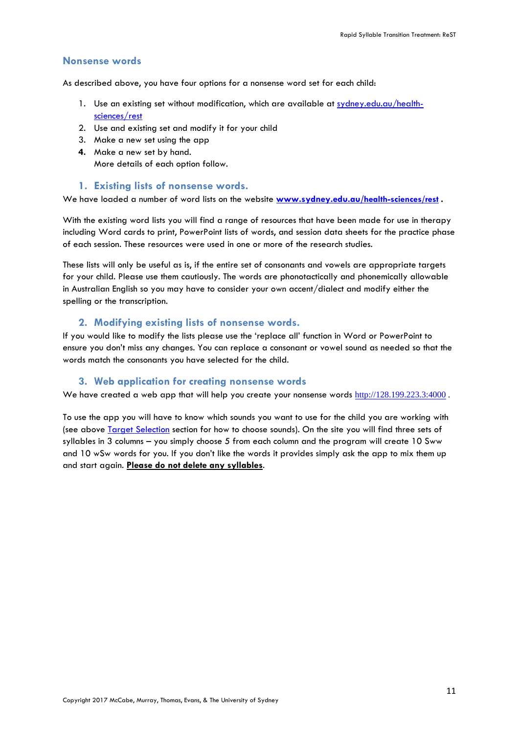## Nonsense words

As described above, you have four options for a nonsense word set for each child:

1. Use an existing set without modification, which are available at [sydney.edu.au/health-sciences/rest](sydney.edu.au/health-sciences/rest)
2. Use and existing set and modify it for your child
3. Make a new set using the app
4. Make a new set by hand.

More details of each option follow.

### 1. Existing lists of nonsense words.

We have loaded a number of word lists on the website **[www.sydney.edu.au/health-sciences/rest](www.sydney.edu.au/health-sciences/rest)** .

With the existing word lists you will find a range of resources that have been made for use in therapy including Word cards to print, PowerPoint lists of words, and session data sheets for the practice phase of each session. These resources were used in one or more of the research studies.

These lists will only be useful as is, if the entire set of consonants and vowels are appropriate targets for your child. Please use them cautiously. The words are phonotactically and phonemically allowable in Australian English so you may have to consider your own accent/dialect and modify either the spelling or the transcription.

### 2. Modifying existing lists of nonsense words.

If you would like to modify the lists please use the 'replace all' function in Word or PowerPoint to ensure you don't miss any changes. You can replace a consonant or vowel sound as needed so that the words match the consonants you have selected for the child.

### 3. Web application for creating nonsense words

We have created a web app that will help you create your nonsense words [http://128.199.223.3:4000](http://128.199.223.3:4000) .

To use the app you will have to know which sounds you want to use for the child you are working with (see above Target Selection section for how to choose sounds). On the site you will find three sets of syllables in 3 columns – you simply choose 5 from each column and the program will create 10 Sww and 10 wSw words for you. If you don't like the words it provides simply ask the app to mix them up and start again. **Please do not delete any syllables**.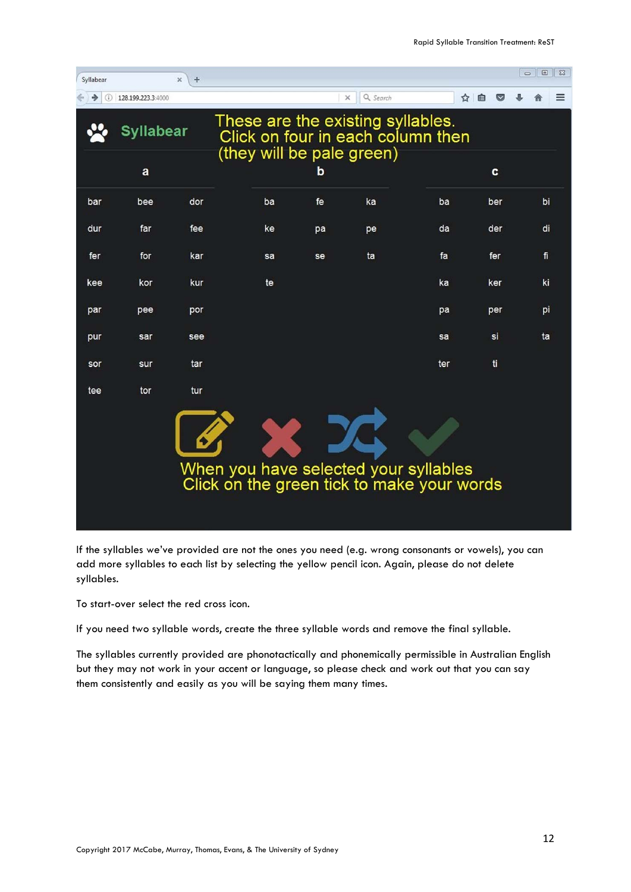Syllabear

These are the existing syllables.
Click on four in each column then
(they will be pale green)

| a | | | b | | | c | | |
|---|---|---|---|---|---|---|---|---|
| bar | bee | dor | ba | fe | ka | ba | ber | bi |
| dur | far | fee | ke | pa | pe | da | der | di |
| fer | for | kar | sa | se | ta | fa | fer | fi |
| kee | kor | kur | te | | | ka | ker | ki |
| par | pee | por | | | | pa | per | pi |
| pur | sar | see | | | | sa | si | ta |
| sor | sur | tar | | | | ter | ti | |
| tee | tor | tur | | | | | | |

When you have selected your syllables
Click on the green tick to make your words

If the syllables we've provided are not the ones you need (e.g. wrong consonants or vowels), you can add more syllables to each list by selecting the yellow pencil icon. Again, please do not delete syllables.

To start-over select the red cross icon.

If you need two syllable words, create the three syllable words and remove the final syllable.

The syllables currently provided are phonotactically and phonemically permissible in Australian English but they may not work in your accent or language, so please check and work out that you can say them consistently and easily as you will be saying them many times.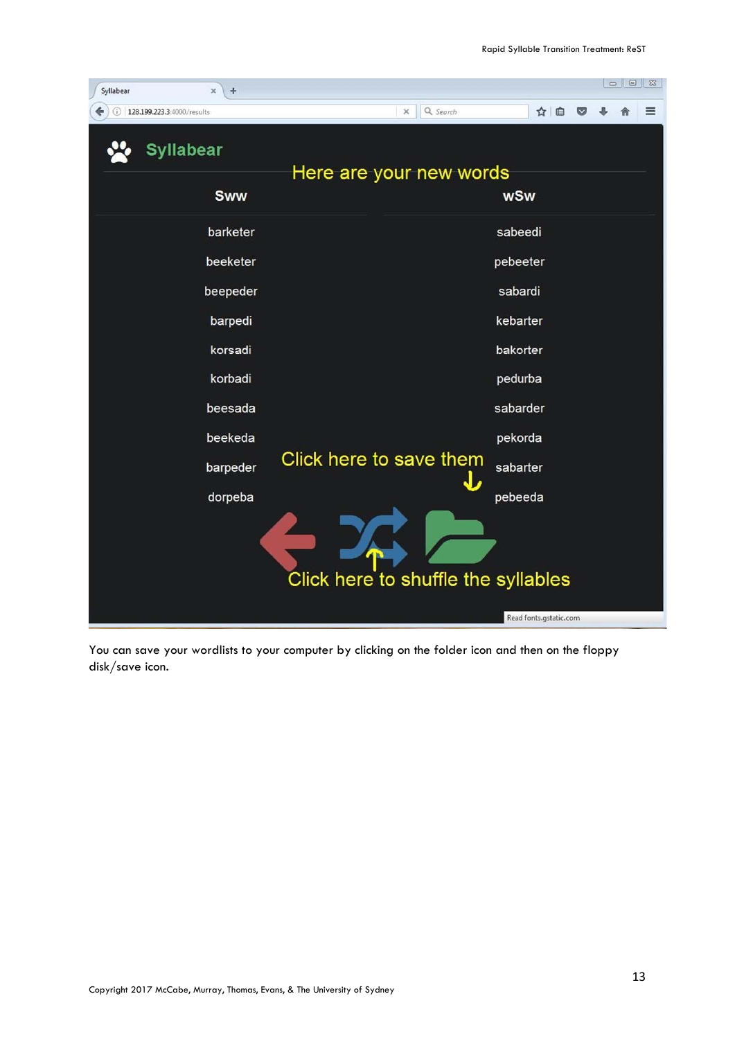Syllabear

Here are your new words

| Sww | wSw |
| --- | --- |
| barketer | sabeedi |
| beeketer | pebeeter |
| beepeder | sabardi |
| barpedi | kebarter |
| korsadi | bakorter |
| korbadi | pedurba |
| beesada | sabarder |
| beekeda | pekorda |
| barpeder | sabarter |
| dorpeba | pebeeda |

Click here to save them

Click here to shuffle the syllables

You can save your wordlists to your computer by clicking on the folder icon and then on the floppy disk/save icon.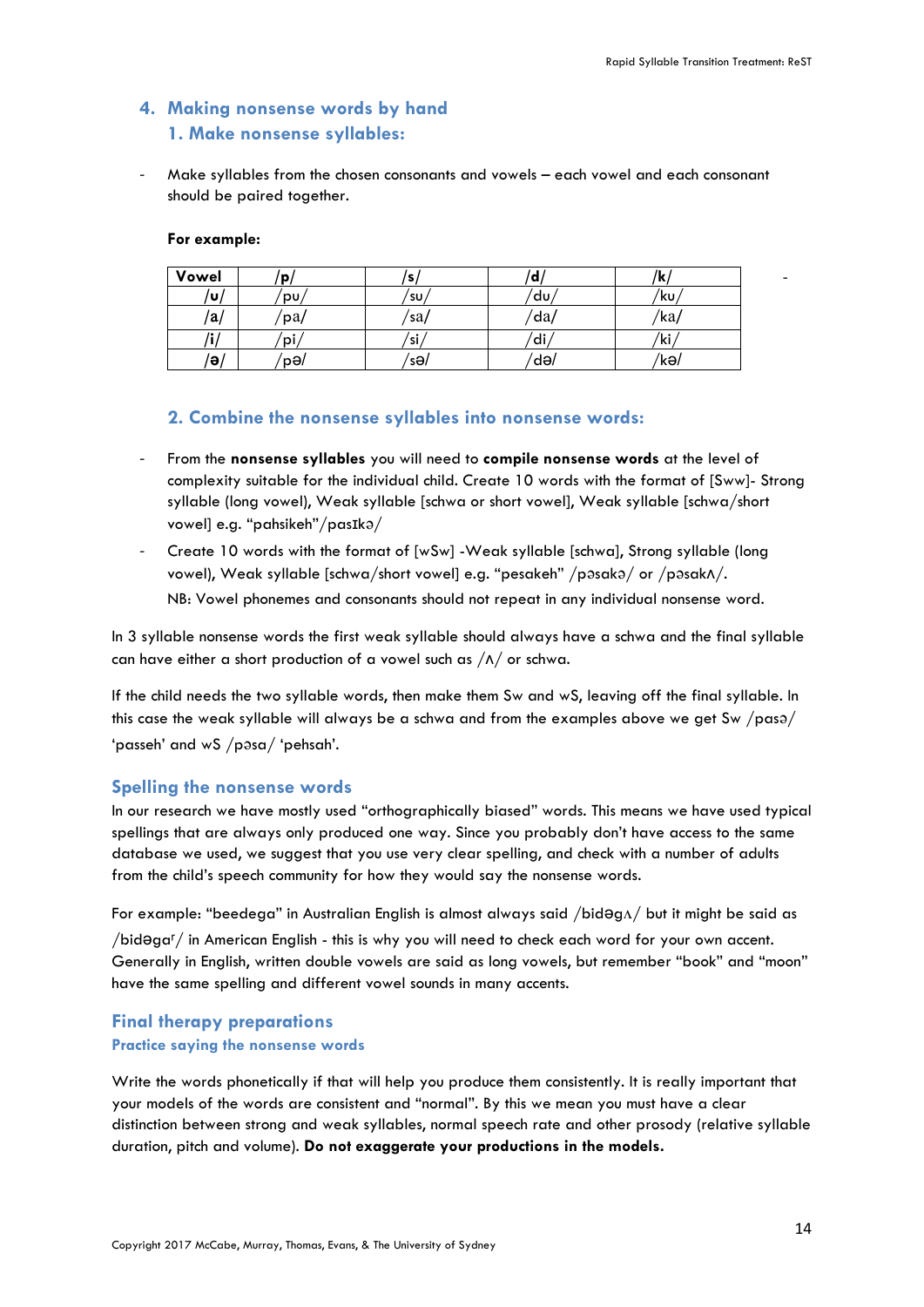## 4. Making nonsense words by hand

### 1. Make nonsense syllables:

- Make syllables from the chosen consonants and vowels – each vowel and each consonant should be paired together.

**For example:**

| Vowel | /p/ | /s/ | /d/ | /k/ |
|---|---|---|---|---|
| /ʊ/ | /pʊ/ | /sʊ/ | /dʊ/ | /kʊ/ |
| /a/ | /pa/ | /sa/ | /da/ | /ka/ |
| /i/ | /pi/ | /si/ | /di/ | /ki/ |
| /ə/ | /pə/ | /sə/ | /də/ | /kə/ |

### 2. Combine the nonsense syllables into nonsense words:

- From the **nonsense syllables** you will need to **compile nonsense words** at the level of complexity suitable for the individual child. Create 10 words with the format of [Sww]- Strong syllable (long vowel), Weak syllable [schwa or short vowel], Weak syllable [schwa/short vowel] e.g. "pahsikeh"/pasɪkə/
- Create 10 words with the format of [wSw] -Weak syllable [schwa], Strong syllable (long vowel), Weak syllable [schwa/short vowel] e.g. "pesakeh" /pəsakə/ or /pəsakʌ/.

  NB: Vowel phonemes and consonants should not repeat in any individual nonsense word.

In 3 syllable nonsense words the first weak syllable should always have a schwa and the final syllable can have either a short production of a vowel such as /ʌ/ or schwa.

If the child needs the two syllable words, then make them Sw and wS, leaving off the final syllable. In this case the weak syllable will always be a schwa and from the examples above we get Sw /pasə/ 'passeh' and wS /pəsa/ 'pehsah'.

## Spelling the nonsense words

In our research we have mostly used "orthographically biased" words. This means we have used typical spellings that are always only produced one way. Since you probably don't have access to the same database we used, we suggest that you use very clear spelling, and check with a number of adults from the child's speech community for how they would say the nonsense words.

For example: "beedega" in Australian English is almost always said /bidəgʌ/ but it might be said as /bidəgaʳ/ in American English - this is why you will need to check each word for your own accent. Generally in English, written double vowels are said as long vowels, but remember "book" and "moon" have the same spelling and different vowel sounds in many accents.

## Final therapy preparations

### Practice saying the nonsense words

Write the words phonetically if that will help you produce them consistently. It is really important that your models of the words are consistent and "normal". By this we mean you must have a clear distinction between strong and weak syllables, normal speech rate and other prosody (relative syllable duration, pitch and volume). **Do not exaggerate your productions in the models.**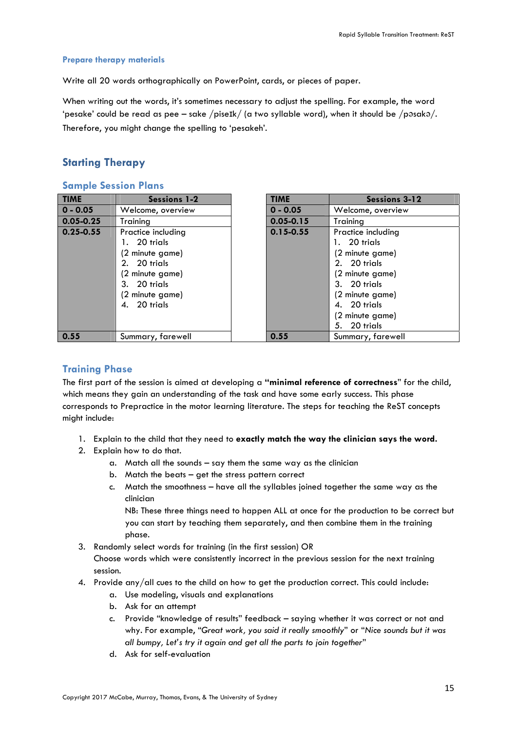#### Prepare therapy materials

Write all 20 words orthographically on PowerPoint, cards, or pieces of paper.

When writing out the words, it's sometimes necessary to adjust the spelling. For example, the word 'pesake' could be read as pee – sake /piseɪk/ (a two syllable word), when it should be /pəsakə/. Therefore, you might change the spelling to 'pesakeh'.

## Starting Therapy

### Sample Session Plans

| TIME | Sessions 1-2 |
|---|---|
| 0 - 0.05 | Welcome, overview |
| 0.05-0.25 | Training |
| 0.25-0.55 | Practice including<br>1. 20 trials<br>(2 minute game)<br>2. 20 trials<br>(2 minute game)<br>3. 20 trials<br>(2 minute game)<br>4. 20 trials |
| 0.55 | Summary, farewell |

| TIME | Sessions 3-12 |
|---|---|
| 0 - 0.05 | Welcome, overview |
| 0.05-0.15 | Training |
| 0.15-0.55 | Practice including<br>1. 20 trials<br>(2 minute game)<br>2. 20 trials<br>(2 minute game)<br>3. 20 trials<br>(2 minute game)<br>4. 20 trials<br>(2 minute game)<br>5. 20 trials |
| 0.55 | Summary, farewell |

### Training Phase

The first part of the session is aimed at developing a **"minimal reference of correctness"** for the child, which means they gain an understanding of the task and have some early success. This phase corresponds to Prepractice in the motor learning literature. The steps for teaching the ReST concepts might include:

1. Explain to the child that they need to **exactly match the way the clinician says the word.**
2. Explain how to do that.
   a. Match all the sounds – say them the same way as the clinician
   b. Match the beats – get the stress pattern correct
   c. Match the smoothness – have all the syllables joined together the same way as the clinician
   NB: These three things need to happen ALL at once for the production to be correct but you can start by teaching them separately, and then combine them in the training phase.
3. Randomly select words for training (in the first session) OR
   Choose words which were consistently incorrect in the previous session for the next training session.
4. Provide any/all cues to the child on how to get the production correct. This could include:
   a. Use modeling, visuals and explanations
   b. Ask for an attempt
   c. Provide "knowledge of results" feedback – saying whether it was correct or not and why. For example, "*Great work, you said it really smoothly*" or "*Nice sounds but it was all bumpy, Let's try it again and get all the parts to join together*"
   d. Ask for self-evaluation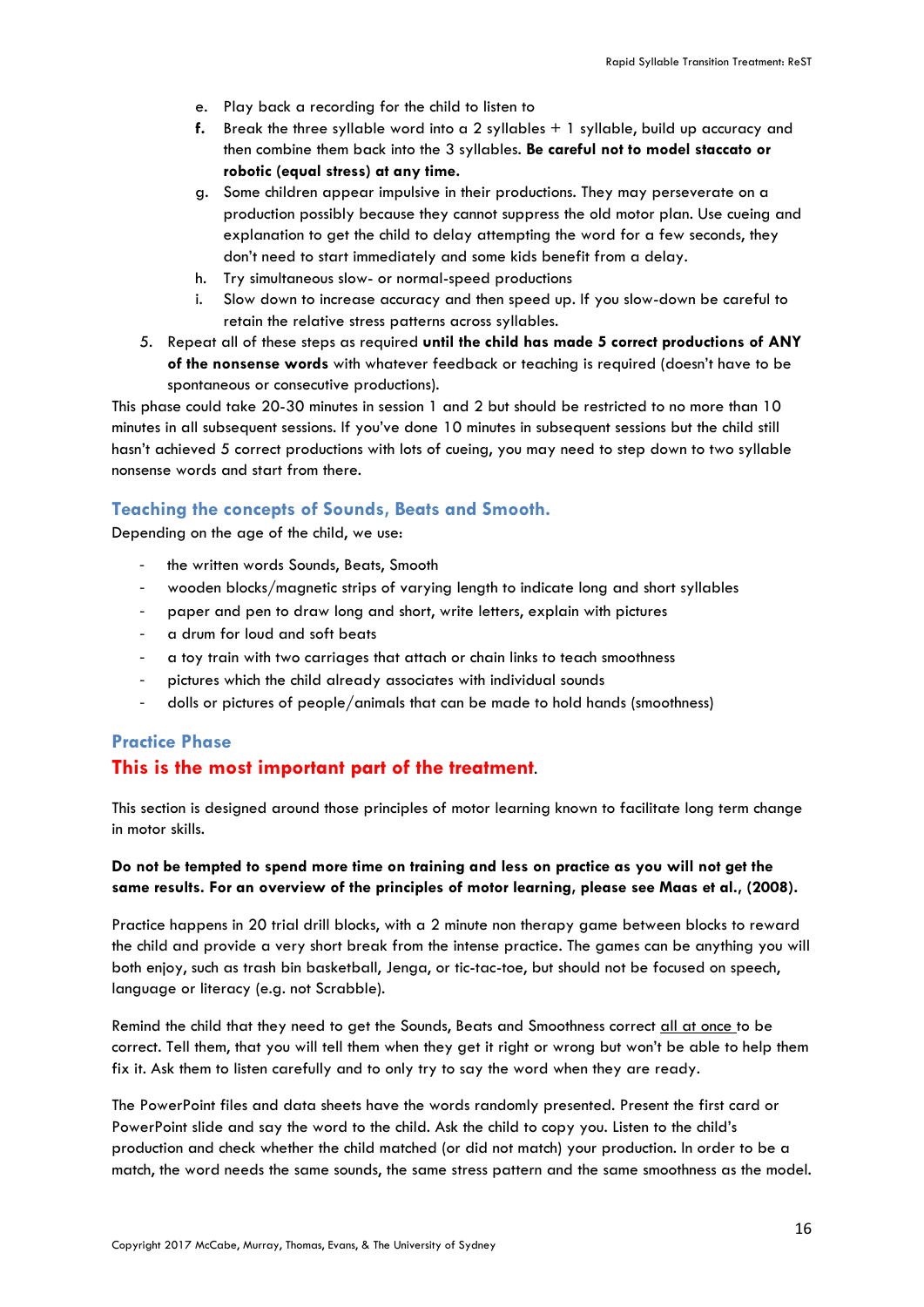e. Play back a recording for the child to listen to
**f.** Break the three syllable word into a 2 syllables + 1 syllable, build up accuracy and then combine them back into the 3 syllables. **Be careful not to model staccato or robotic (equal stress) at any time.**
g. Some children appear impulsive in their productions. They may perseverate on a production possibly because they cannot suppress the old motor plan. Use cueing and explanation to get the child to delay attempting the word for a few seconds, they don't need to start immediately and some kids benefit from a delay.
h. Try simultaneous slow- or normal-speed productions
i. Slow down to increase accuracy and then speed up. If you slow-down be careful to retain the relative stress patterns across syllables.

5. Repeat all of these steps as required **until the child has made 5 correct productions of ANY of the nonsense words** with whatever feedback or teaching is required (doesn't have to be spontaneous or consecutive productions).

This phase could take 20-30 minutes in session 1 and 2 but should be restricted to no more than 10 minutes in all subsequent sessions. If you've done 10 minutes in subsequent sessions but the child still hasn't achieved 5 correct productions with lots of cueing, you may need to step down to two syllable nonsense words and start from there.

### Teaching the concepts of Sounds, Beats and Smooth.

Depending on the age of the child, we use:

- the written words Sounds, Beats, Smooth
- wooden blocks/magnetic strips of varying length to indicate long and short syllables
- paper and pen to draw long and short, write letters, explain with pictures
- a drum for loud and soft beats
- a toy train with two carriages that attach or chain links to teach smoothness
- pictures which the child already associates with individual sounds
- dolls or pictures of people/animals that can be made to hold hands (smoothness)

### Practice Phase

## This is the most important part of the treatment.

This section is designed around those principles of motor learning known to facilitate long term change in motor skills.

**Do not be tempted to spend more time on training and less on practice as you will not get the same results. For an overview of the principles of motor learning, please see Maas et al., (2008).**

Practice happens in 20 trial drill blocks, with a 2 minute non therapy game between blocks to reward the child and provide a very short break from the intense practice. The games can be anything you will both enjoy, such as trash bin basketball, Jenga, or tic-tac-toe, but should not be focused on speech, language or literacy (e.g. not Scrabble).

Remind the child that they need to get the Sounds, Beats and Smoothness correct <u>all at once</u> to be correct. Tell them, that you will tell them when they get it right or wrong but won't be able to help them fix it. Ask them to listen carefully and to only try to say the word when they are ready.

The PowerPoint files and data sheets have the words randomly presented. Present the first card or PowerPoint slide and say the word to the child. Ask the child to copy you. Listen to the child's production and check whether the child matched (or did not match) your production. In order to be a match, the word needs the same sounds, the same stress pattern and the same smoothness as the model.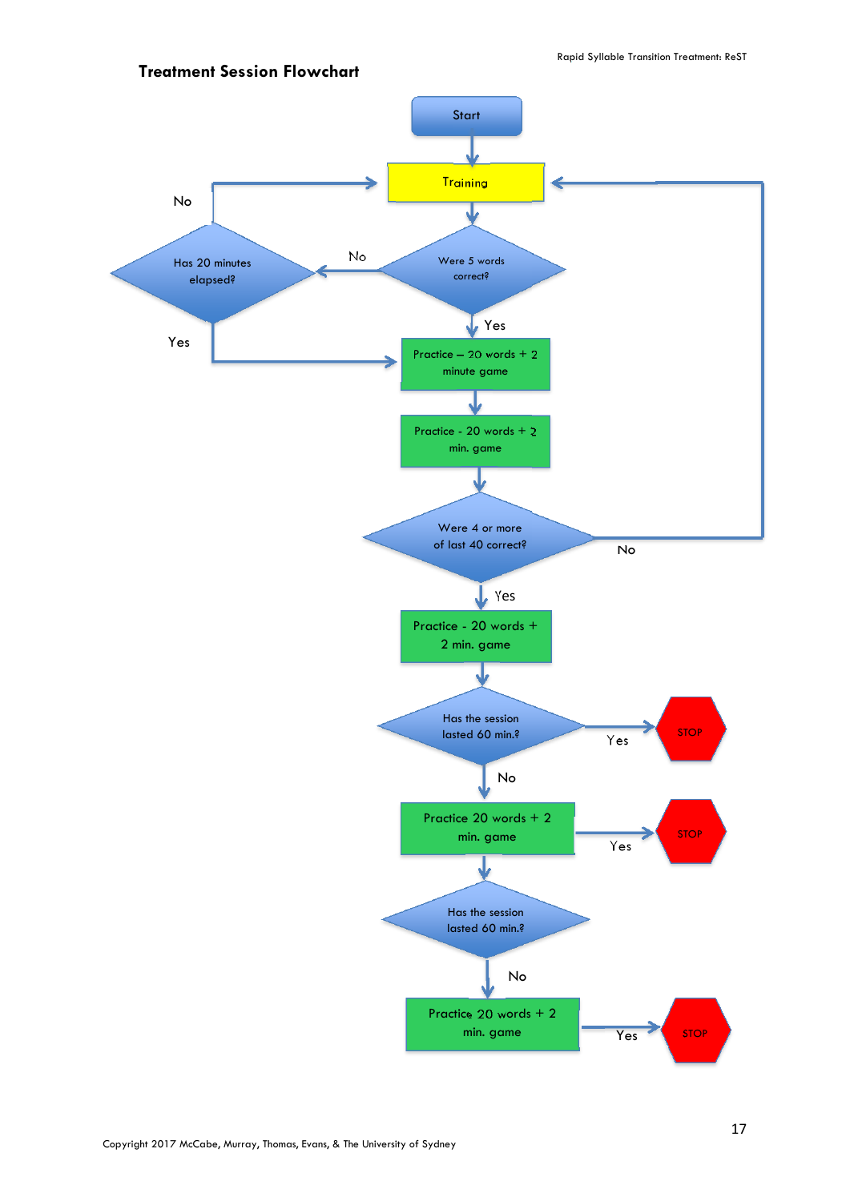# Treatment Session Flowchart

Start

Training

Were 5 words correct?

No

Has 20 minutes elapsed?

No

Yes

Yes

Practice – 20 words + 2 minute game

Practice - 20 words + 2 min. game

Were 4 or more of last 40 correct?

No

Yes

Practice - 20 words + 2 min. game

Has the session lasted 60 min.?

Yes

STOP

No

Practice 20 words + 2 min. game

Yes

STOP

Has the session lasted 60 min.?

No

Practice 20 words + 2 min. game

Yes

STOP

Copyright 2017 McCabe, Murray, Thomas, Evans, & The University of Sydney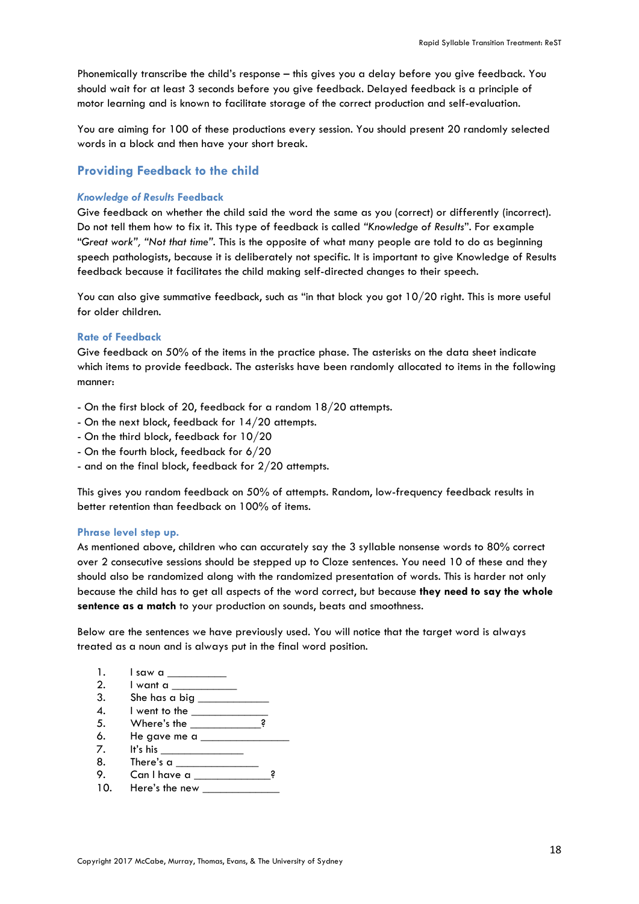Phonemically transcribe the child's response – this gives you a delay before you give feedback. You should wait for at least 3 seconds before you give feedback. Delayed feedback is a principle of motor learning and is known to facilitate storage of the correct production and self-evaluation.

You are aiming for 100 of these productions every session. You should present 20 randomly selected words in a block and then have your short break.

## Providing Feedback to the child

### *Knowledge of Results* Feedback

Give feedback on whether the child said the word the same as you (correct) or differently (incorrect). Do not tell them how to fix it. This type of feedback is called *"Knowledge of Results*". For example "*Great work", "Not that time*". This is the opposite of what many people are told to do as beginning speech pathologists, because it is deliberately not specific. It is important to give Knowledge of Results feedback because it facilitates the child making self-directed changes to their speech.

You can also give summative feedback, such as "in that block you got 10/20 right. This is more useful for older children.

### Rate of Feedback

Give feedback on 50% of the items in the practice phase. The asterisks on the data sheet indicate which items to provide feedback. The asterisks have been randomly allocated to items in the following manner:

- On the first block of 20, feedback for a random 18/20 attempts.
- On the next block, feedback for 14/20 attempts.
- On the third block, feedback for 10/20
- On the fourth block, feedback for 6/20
- and on the final block, feedback for 2/20 attempts.

This gives you random feedback on 50% of attempts. Random, low-frequency feedback results in better retention than feedback on 100% of items.

### Phrase level step up.

As mentioned above, children who can accurately say the 3 syllable nonsense words to 80% correct over 2 consecutive sessions should be stepped up to Cloze sentences. You need 10 of these and they should also be randomized along with the randomized presentation of words. This is harder not only because the child has to get all aspects of the word correct, but because **they need to say the whole sentence as a match** to your production on sounds, beats and smoothness.

Below are the sentences we have previously used. You will notice that the target word is always treated as a noun and is always put in the final word position.

1. I saw a __________
2. I want a ___________
3. She has a big ____________
4. I went to the _____________
5. Where's the ____________?
6. He gave me a _______________
7. It's his ______________
8. There's a ______________
9. Can I have a _____________?
10. Here's the new _____________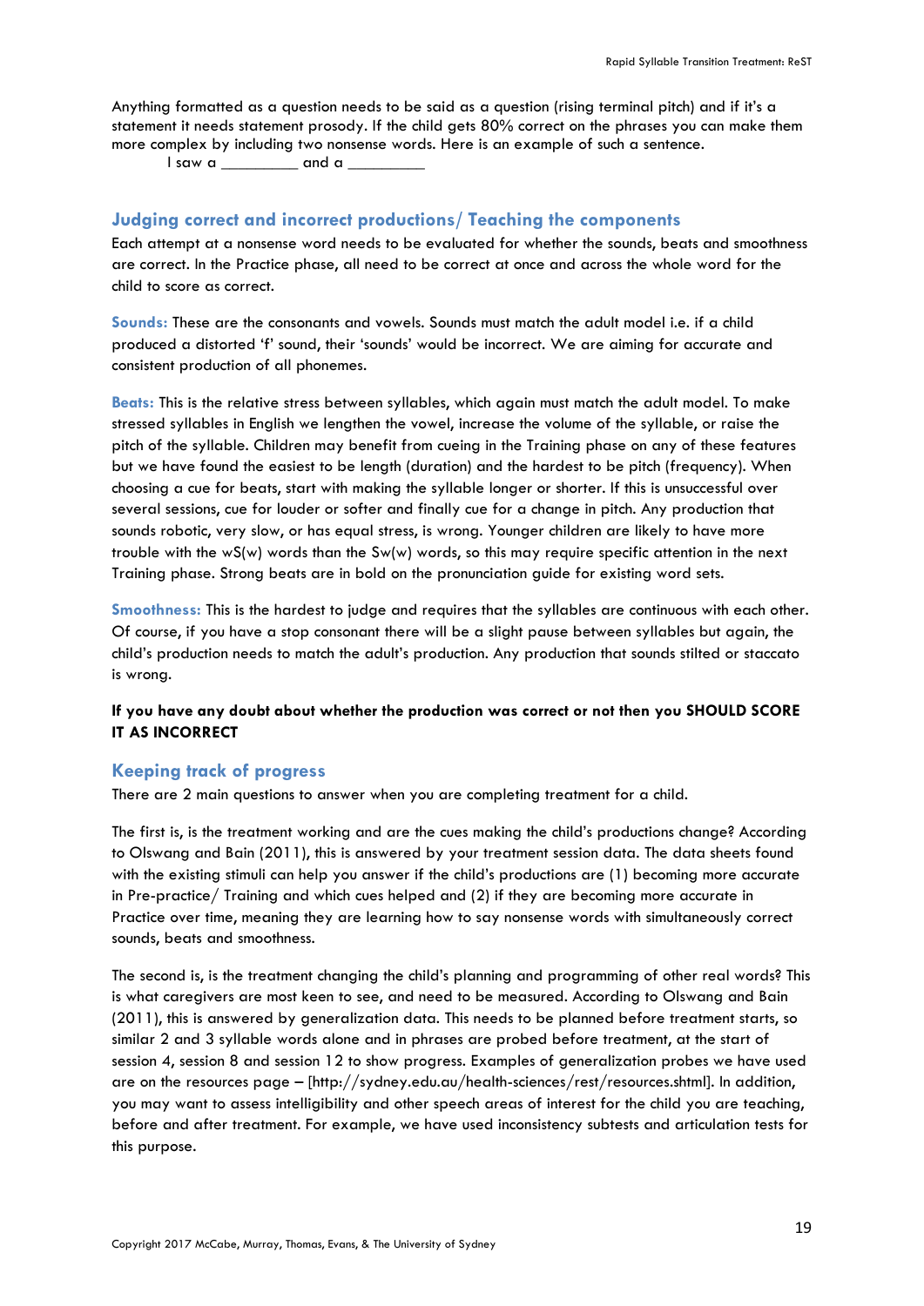Anything formatted as a question needs to be said as a question (rising terminal pitch) and if it's a statement it needs statement prosody. If the child gets 80% correct on the phrases you can make them more complex by including two nonsense words. Here is an example of such a sentence.

I saw a _________ and a _________

## Judging correct and incorrect productions/ Teaching the components

Each attempt at a nonsense word needs to be evaluated for whether the sounds, beats and smoothness are correct. In the Practice phase, all need to be correct at once and across the whole word for the child to score as correct.

**Sounds:** These are the consonants and vowels. Sounds must match the adult model i.e. if a child produced a distorted 'f' sound, their 'sounds' would be incorrect. We are aiming for accurate and consistent production of all phonemes.

**Beats:** This is the relative stress between syllables, which again must match the adult model. To make stressed syllables in English we lengthen the vowel, increase the volume of the syllable, or raise the pitch of the syllable. Children may benefit from cueing in the Training phase on any of these features but we have found the easiest to be length (duration) and the hardest to be pitch (frequency). When choosing a cue for beats, start with making the syllable longer or shorter. If this is unsuccessful over several sessions, cue for louder or softer and finally cue for a change in pitch. Any production that sounds robotic, very slow, or has equal stress, is wrong. Younger children are likely to have more trouble with the wS(w) words than the Sw(w) words, so this may require specific attention in the next Training phase. Strong beats are in bold on the pronunciation guide for existing word sets.

**Smoothness:** This is the hardest to judge and requires that the syllables are continuous with each other. Of course, if you have a stop consonant there will be a slight pause between syllables but again, the child's production needs to match the adult's production. Any production that sounds stilted or staccato is wrong.

**If you have any doubt about whether the production was correct or not then you SHOULD SCORE IT AS INCORRECT**

## Keeping track of progress

There are 2 main questions to answer when you are completing treatment for a child.

The first is, is the treatment working and are the cues making the child's productions change? According to Olswang and Bain (2011), this is answered by your treatment session data. The data sheets found with the existing stimuli can help you answer if the child's productions are (1) becoming more accurate in Pre-practice/ Training and which cues helped and (2) if they are becoming more accurate in Practice over time, meaning they are learning how to say nonsense words with simultaneously correct sounds, beats and smoothness.

The second is, is the treatment changing the child's planning and programming of other real words? This is what caregivers are most keen to see, and need to be measured. According to Olswang and Bain (2011), this is answered by generalization data. This needs to be planned before treatment starts, so similar 2 and 3 syllable words alone and in phrases are probed before treatment, at the start of session 4, session 8 and session 12 to show progress. Examples of generalization probes we have used are on the resources page – [http://sydney.edu.au/health-sciences/rest/resources.shtml]. In addition, you may want to assess intelligibility and other speech areas of interest for the child you are teaching, before and after treatment. For example, we have used inconsistency subtests and articulation tests for this purpose.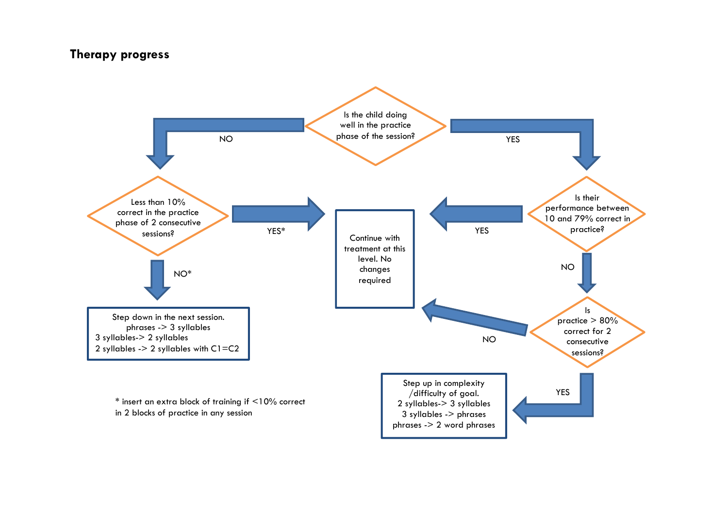## Therapy progress

**Is the child doing well in the practice phase of the session?**

- **NO** → **Less than 10% correct in the practice phase of 2 consecutive sessions?**
  - **YES*** → Continue with treatment at this level. No changes required
  - **NO*** → Step down in the next session.
    - phrases -> 3 syllables
    - 3 syllables-> 2 syllables
    - 2 syllables -> 2 syllables with C1=C2
- **YES** → **Is their performance between 10 and 79% correct in practice?**
  - **YES** → Continue with treatment at this level. No changes required
  - **NO** → **Is practice > 80% correct for 2 consecutive sessions?**
    - **NO** → Continue with treatment at this level. No changes required
    - **YES** → Step up in complexity /difficulty of goal.
      - 2 syllables-> 3 syllables
      - 3 syllables -> phrases
      - phrases -> 2 word phrases

* insert an extra block of training if <10% correct in 2 blocks of practice in any session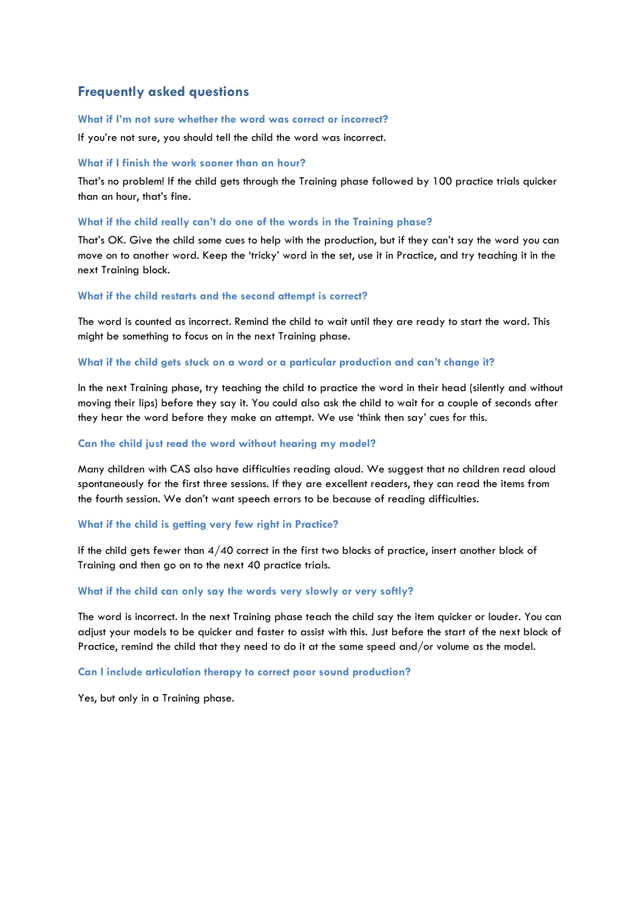## Frequently asked questions

### What if I'm not sure whether the word was correct or incorrect?

If you're not sure, you should tell the child the word was incorrect.

### What if I finish the work sooner than an hour?

That's no problem! If the child gets through the Training phase followed by 100 practice trials quicker than an hour, that's fine.

### What if the child really can't do one of the words in the Training phase?

That's OK. Give the child some cues to help with the production, but if they can't say the word you can move on to another word. Keep the 'tricky' word in the set, use it in Practice, and try teaching it in the next Training block.

### What if the child restarts and the second attempt is correct?

The word is counted as incorrect. Remind the child to wait until they are ready to start the word. This might be something to focus on in the next Training phase.

### What if the child gets stuck on a word or a particular production and can't change it?

In the next Training phase, try teaching the child to practice the word in their head (silently and without moving their lips) before they say it. You could also ask the child to wait for a couple of seconds after they hear the word before they make an attempt. We use 'think then say' cues for this.

### Can the child just read the word without hearing my model?

Many children with CAS also have difficulties reading aloud. We suggest that no children read aloud spontaneously for the first three sessions. If they are excellent readers, they can read the items from the fourth session. We don't want speech errors to be because of reading difficulties.

### What if the child is getting very few right in Practice?

If the child gets fewer than 4/40 correct in the first two blocks of practice, insert another block of Training and then go on to the next 40 practice trials.

### What if the child can only say the words very slowly or very softly?

The word is incorrect. In the next Training phase teach the child say the item quicker or louder. You can adjust your models to be quicker and faster to assist with this. Just before the start of the next block of Practice, remind the child that they need to do it at the same speed and/or volume as the model.

### Can I include articulation therapy to correct poor sound production?

Yes, but only in a Training phase.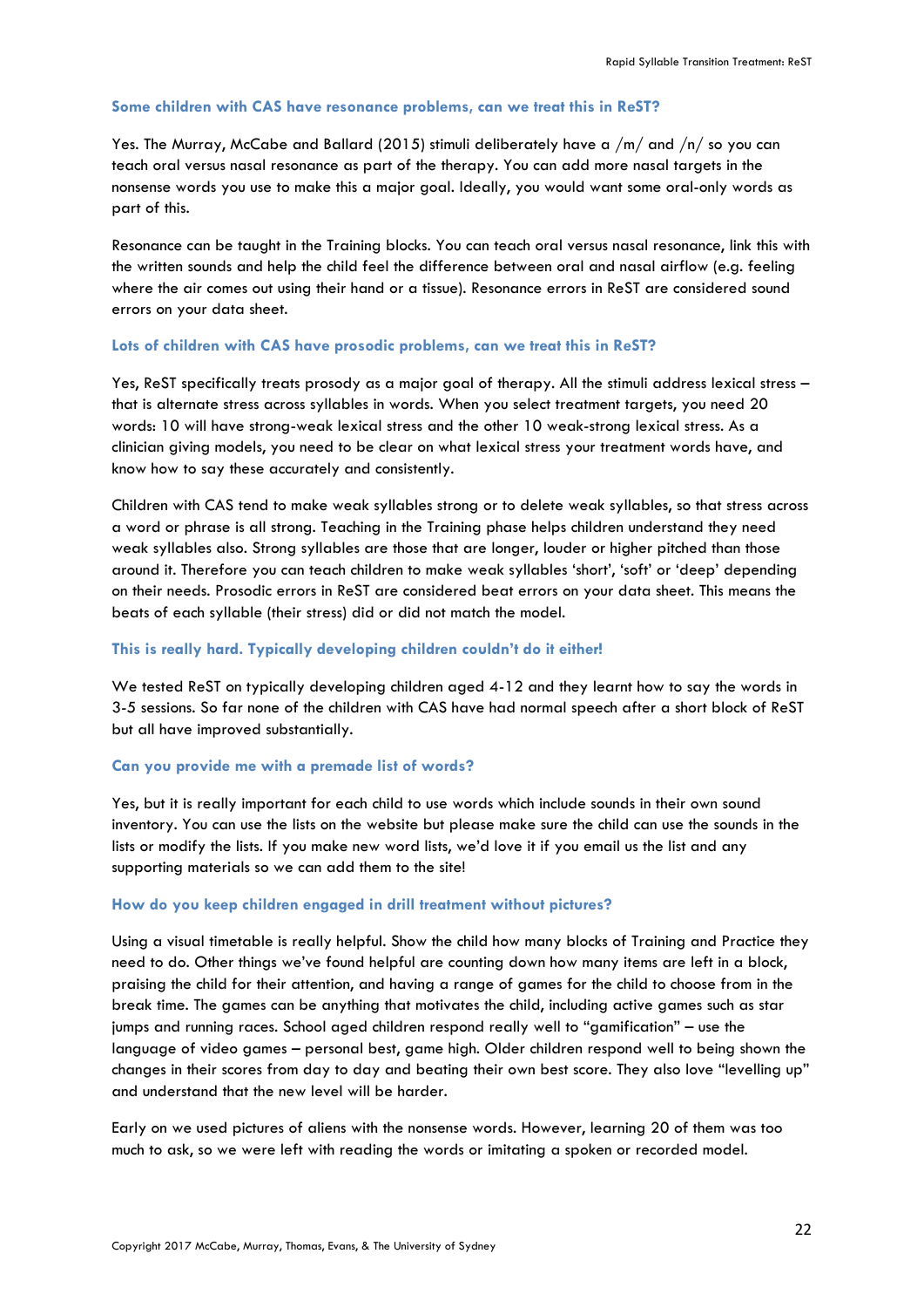### Some children with CAS have resonance problems, can we treat this in ReST?

Yes. The Murray, McCabe and Ballard (2015) stimuli deliberately have a /m/ and /n/ so you can teach oral versus nasal resonance as part of the therapy. You can add more nasal targets in the nonsense words you use to make this a major goal. Ideally, you would want some oral-only words as part of this.

Resonance can be taught in the Training blocks. You can teach oral versus nasal resonance, link this with the written sounds and help the child feel the difference between oral and nasal airflow (e.g. feeling where the air comes out using their hand or a tissue). Resonance errors in ReST are considered sound errors on your data sheet.

### Lots of children with CAS have prosodic problems, can we treat this in ReST?

Yes, ReST specifically treats prosody as a major goal of therapy. All the stimuli address lexical stress – that is alternate stress across syllables in words. When you select treatment targets, you need 20 words: 10 will have strong-weak lexical stress and the other 10 weak-strong lexical stress. As a clinician giving models, you need to be clear on what lexical stress your treatment words have, and know how to say these accurately and consistently.

Children with CAS tend to make weak syllables strong or to delete weak syllables, so that stress across a word or phrase is all strong. Teaching in the Training phase helps children understand they need weak syllables also. Strong syllables are those that are longer, louder or higher pitched than those around it. Therefore you can teach children to make weak syllables 'short', 'soft' or 'deep' depending on their needs. Prosodic errors in ReST are considered beat errors on your data sheet. This means the beats of each syllable (their stress) did or did not match the model.

### This is really hard. Typically developing children couldn't do it either!

We tested ReST on typically developing children aged 4-12 and they learnt how to say the words in 3-5 sessions. So far none of the children with CAS have had normal speech after a short block of ReST but all have improved substantially.

### Can you provide me with a premade list of words?

Yes, but it is really important for each child to use words which include sounds in their own sound inventory. You can use the lists on the website but please make sure the child can use the sounds in the lists or modify the lists. If you make new word lists, we'd love it if you email us the list and any supporting materials so we can add them to the site!

### How do you keep children engaged in drill treatment without pictures?

Using a visual timetable is really helpful. Show the child how many blocks of Training and Practice they need to do. Other things we've found helpful are counting down how many items are left in a block, praising the child for their attention, and having a range of games for the child to choose from in the break time. The games can be anything that motivates the child, including active games such as star jumps and running races. School aged children respond really well to "gamification" – use the language of video games – personal best, game high. Older children respond well to being shown the changes in their scores from day to day and beating their own best score. They also love "levelling up" and understand that the new level will be harder.

Early on we used pictures of aliens with the nonsense words. However, learning 20 of them was too much to ask, so we were left with reading the words or imitating a spoken or recorded model.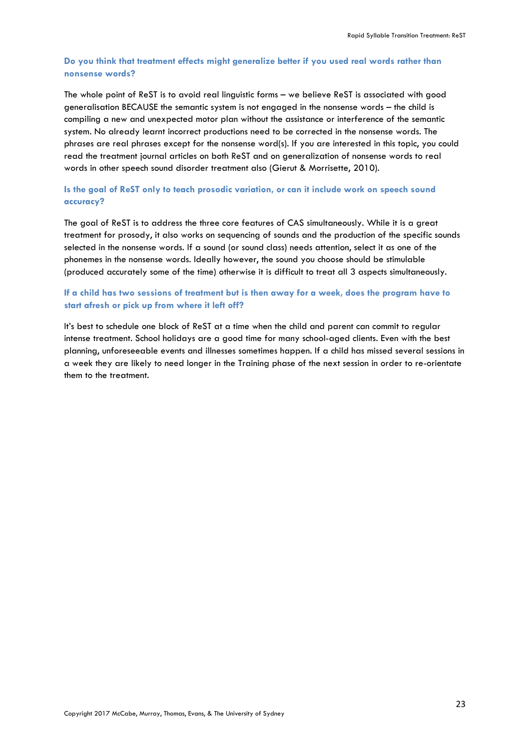### Do you think that treatment effects might generalize better if you used real words rather than nonsense words?

The whole point of ReST is to avoid real linguistic forms – we believe ReST is associated with good generalisation BECAUSE the semantic system is not engaged in the nonsense words – the child is compiling a new and unexpected motor plan without the assistance or interference of the semantic system. No already learnt incorrect productions need to be corrected in the nonsense words. The phrases are real phrases except for the nonsense word(s). If you are interested in this topic, you could read the treatment journal articles on both ReST and on generalization of nonsense words to real words in other speech sound disorder treatment also (Gierut & Morrisette, 2010).

### Is the goal of ReST only to teach prosodic variation, or can it include work on speech sound accuracy?

The goal of ReST is to address the three core features of CAS simultaneously. While it is a great treatment for prosody, it also works on sequencing of sounds and the production of the specific sounds selected in the nonsense words. If a sound (or sound class) needs attention, select it as one of the phonemes in the nonsense words. Ideally however, the sound you choose should be stimulable (produced accurately some of the time) otherwise it is difficult to treat all 3 aspects simultaneously.

### If a child has two sessions of treatment but is then away for a week, does the program have to start afresh or pick up from where it left off?

It's best to schedule one block of ReST at a time when the child and parent can commit to regular intense treatment. School holidays are a good time for many school-aged clients. Even with the best planning, unforeseeable events and illnesses sometimes happen. If a child has missed several sessions in a week they are likely to need longer in the Training phase of the next session in order to re-orientate them to the treatment.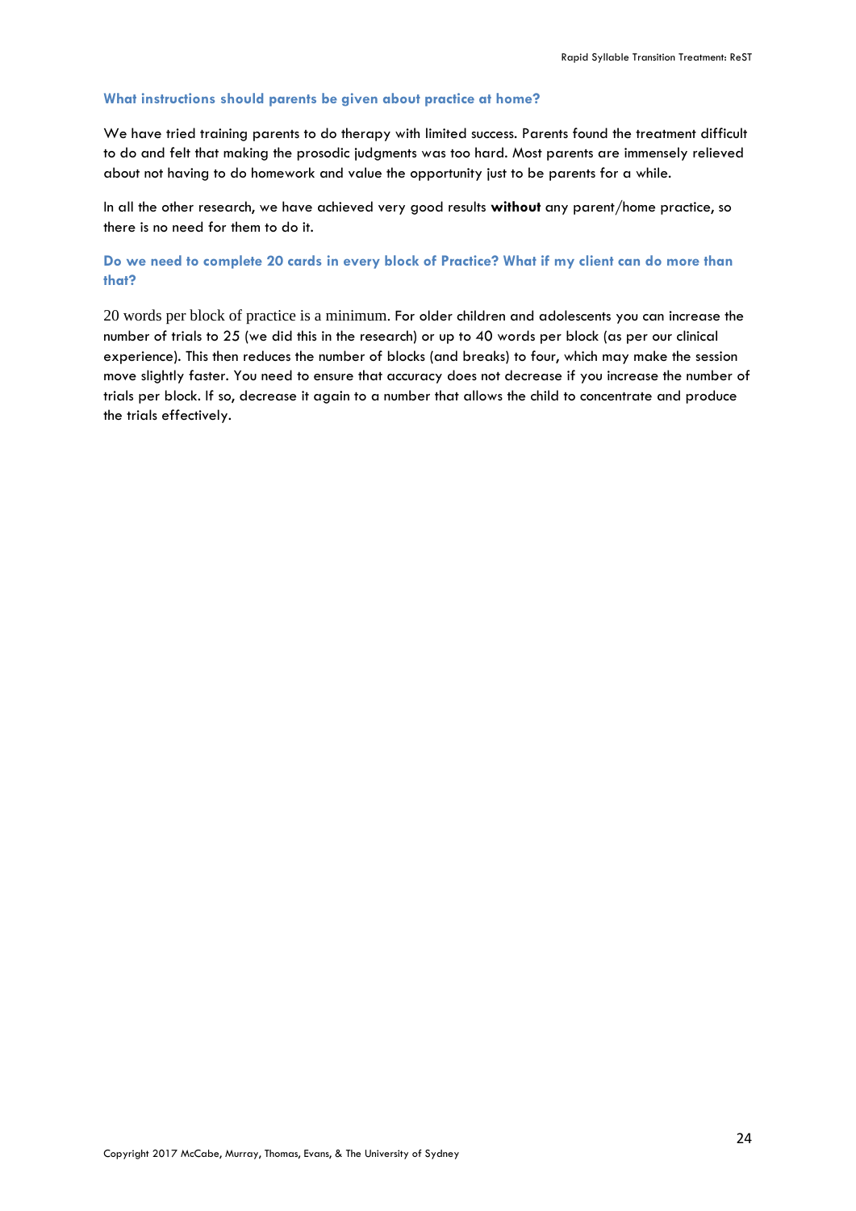### What instructions should parents be given about practice at home?

We have tried training parents to do therapy with limited success. Parents found the treatment difficult to do and felt that making the prosodic judgments was too hard. Most parents are immensely relieved about not having to do homework and value the opportunity just to be parents for a while.

In all the other research, we have achieved very good results **without** any parent/home practice, so there is no need for them to do it.

### Do we need to complete 20 cards in every block of Practice? What if my client can do more than that?

20 words per block of practice is a minimum. For older children and adolescents you can increase the number of trials to 25 (we did this in the research) or up to 40 words per block (as per our clinical experience). This then reduces the number of blocks (and breaks) to four, which may make the session move slightly faster. You need to ensure that accuracy does not decrease if you increase the number of trials per block. If so, decrease it again to a number that allows the child to concentrate and produce the trials effectively.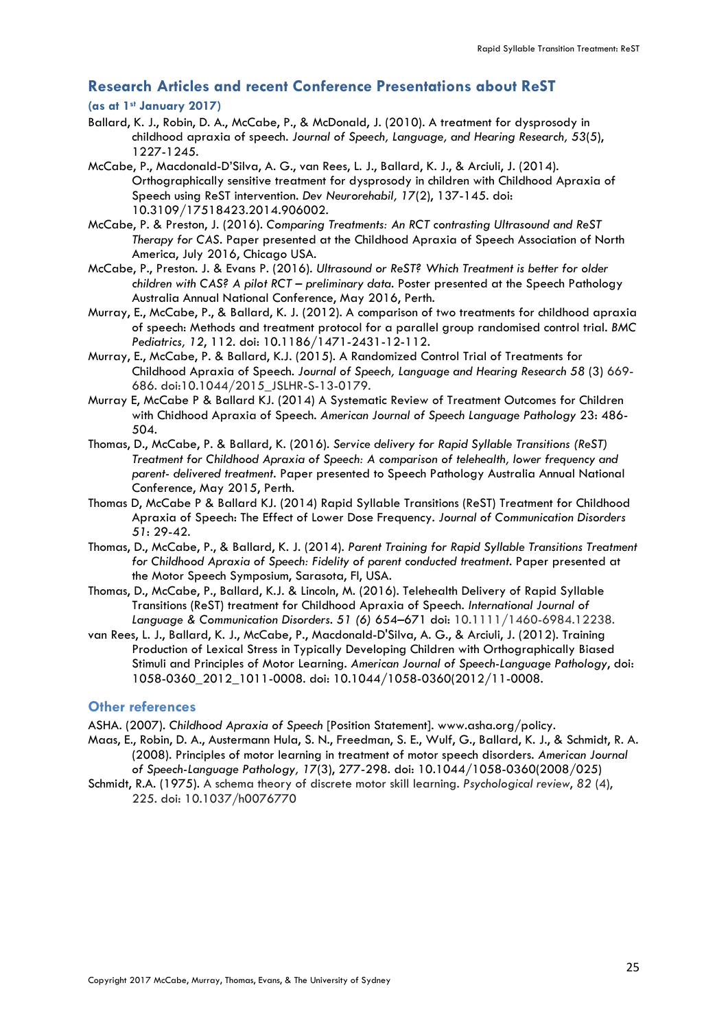## Research Articles and recent Conference Presentations about ReST

**(as at 1st January 2017)**

Ballard, K. J., Robin, D. A., McCabe, P., & McDonald, J. (2010). A treatment for dysprosody in childhood apraxia of speech. *Journal of Speech, Language, and Hearing Research, 53*(5), 1227-1245.

McCabe, P., Macdonald-D'Silva, A. G., van Rees, L. J., Ballard, K. J., & Arciuli, J. (2014). Orthographically sensitive treatment for dysprosody in children with Childhood Apraxia of Speech using ReST intervention. *Dev Neurorehabil, 17*(2), 137-145. doi: 10.3109/17518423.2014.906002.

McCabe, P. & Preston, J. (2016). *Comparing Treatments: An RCT contrasting Ultrasound and ReST Therapy for CAS.* Paper presented at the Childhood Apraxia of Speech Association of North America, July 2016, Chicago USA.

McCabe, P., Preston. J. & Evans P. (2016). *Ultrasound or ReST? Which Treatment is better for older children with CAS? A pilot RCT – preliminary data.* Poster presented at the Speech Pathology Australia Annual National Conference, May 2016, Perth.

Murray, E., McCabe, P., & Ballard, K. J. (2012). A comparison of two treatments for childhood apraxia of speech: Methods and treatment protocol for a parallel group randomised control trial. *BMC Pediatrics, 12*, 112. doi: 10.1186/1471-2431-12-112.

Murray, E., McCabe, P. & Ballard, K.J. (2015). A Randomized Control Trial of Treatments for Childhood Apraxia of Speech. *Journal of Speech, Language and Hearing Research 58* (3) 669-686. doi:10.1044/2015_JSLHR-S-13-0179.

Murray E, McCabe P & Ballard KJ. (2014) A Systematic Review of Treatment Outcomes for Children with Chidhood Apraxia of Speech. *American Journal of Speech Language Pathology* 23: 486-504.

Thomas, D., McCabe, P. & Ballard, K. (2016). *Service delivery for Rapid Syllable Transitions (ReST) Treatment for Childhood Apraxia of Speech: A comparison of telehealth, lower frequency and parent- delivered treatment.* Paper presented to Speech Pathology Australia Annual National Conference, May 2015, Perth.

Thomas D, McCabe P & Ballard KJ. (2014) Rapid Syllable Transitions (ReST) Treatment for Childhood Apraxia of Speech: The Effect of Lower Dose Frequency. *Journal of Communication Disorders 51*: 29-42.

Thomas, D., McCabe, P., & Ballard, K. J. (2014). *Parent Training for Rapid Syllable Transitions Treatment for Childhood Apraxia of Speech: Fidelity of parent conducted treatment.* Paper presented at the Motor Speech Symposium, Sarasota, Fl, USA.

Thomas, D., McCabe, P., Ballard, K.J. & Lincoln, M. (2016). Telehealth Delivery of Rapid Syllable Transitions (ReST) treatment for Childhood Apraxia of Speech. *International Journal of Language & Communication Disorders. 51 (6)* 654–671 doi: 10.1111/1460-6984.12238.

van Rees, L. J., Ballard, K. J., McCabe, P., Macdonald-D'Silva, A. G., & Arciuli, J. (2012). Training Production of Lexical Stress in Typically Developing Children with Orthographically Biased Stimuli and Principles of Motor Learning. *American Journal of Speech-Language Pathology*, doi: 1058-0360_2012_1011-0008. doi: 10.1044/1058-0360(2012/11-0008.

## Other references

ASHA. (2007). *Childhood Apraxia of Speech* [Position Statement]. www.asha.org/policy.

Maas, E., Robin, D. A., Austermann Hula, S. N., Freedman, S. E., Wulf, G., Ballard, K. J., & Schmidt, R. A. (2008). Principles of motor learning in treatment of motor speech disorders. *American Journal of Speech-Language Pathology, 17*(3), 277-298. doi: 10.1044/1058-0360(2008/025)

Schmidt, R.A. (1975). A schema theory of discrete motor skill learning. *Psychological review, 82* (4), 225. doi: 10.1037/h0076770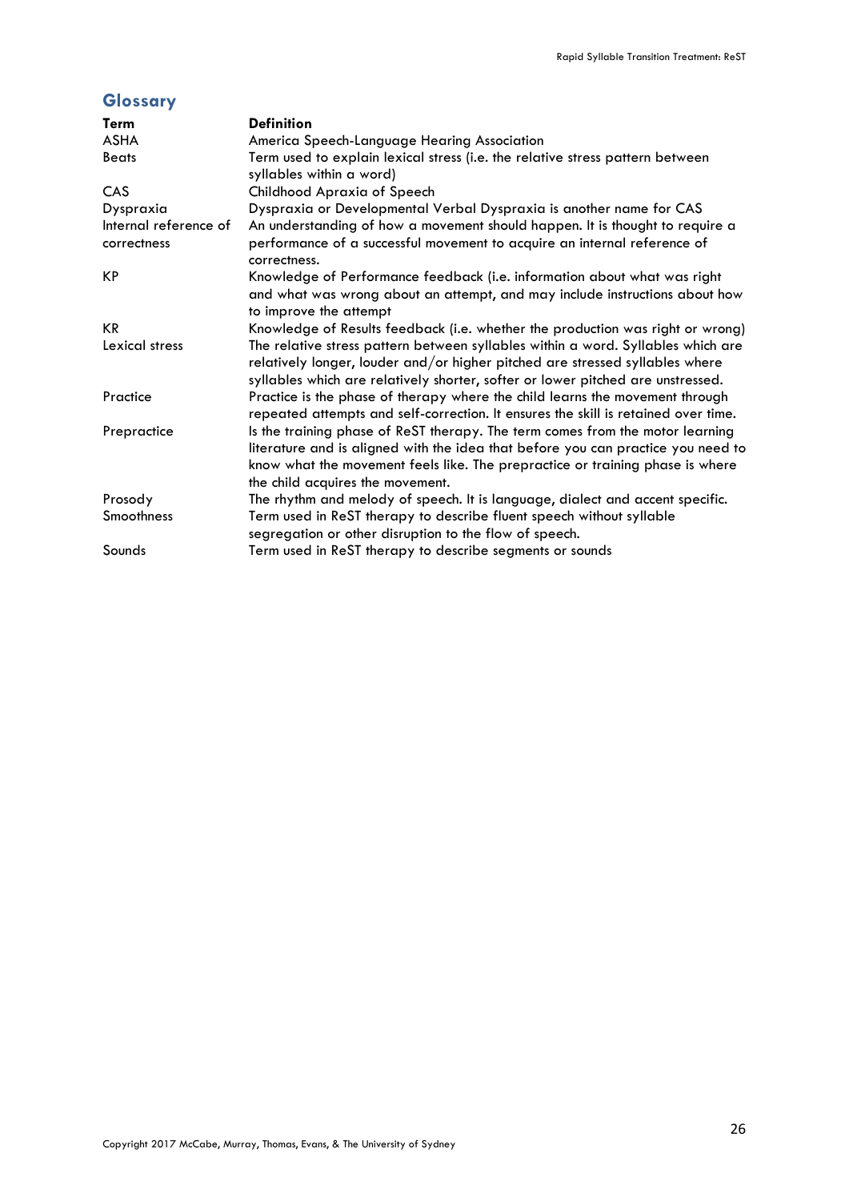## Glossary

| Term | Definition |
|---|---|
| ASHA | America Speech-Language Hearing Association |
| Beats | Term used to explain lexical stress (i.e. the relative stress pattern between syllables within a word) |
| CAS | Childhood Apraxia of Speech |
| Dyspraxia | Dyspraxia or Developmental Verbal Dyspraxia is another name for CAS |
| Internal reference of correctness | An understanding of how a movement should happen. It is thought to require a performance of a successful movement to acquire an internal reference of correctness. |
| KP | Knowledge of Performance feedback (i.e. information about what was right and what was wrong about an attempt, and may include instructions about how to improve the attempt |
| KR | Knowledge of Results feedback (i.e. whether the production was right or wrong) |
| Lexical stress | The relative stress pattern between syllables within a word. Syllables which are relatively longer, louder and/or higher pitched are stressed syllables where syllables which are relatively shorter, softer or lower pitched are unstressed. |
| Practice | Practice is the phase of therapy where the child learns the movement through repeated attempts and self-correction. It ensures the skill is retained over time. |
| Prepractice | Is the training phase of ReST therapy. The term comes from the motor learning literature and is aligned with the idea that before you can practice you need to know what the movement feels like. The prepractice or training phase is where the child acquires the movement. |
| Prosody | The rhythm and melody of speech. It is language, dialect and accent specific. |
| Smoothness | Term used in ReST therapy to describe fluent speech without syllable segregation or other disruption to the flow of speech. |
| Sounds | Term used in ReST therapy to describe segments or sounds |

Copyright 2017 McCabe, Murray, Thomas, Evans, & The University of Sydney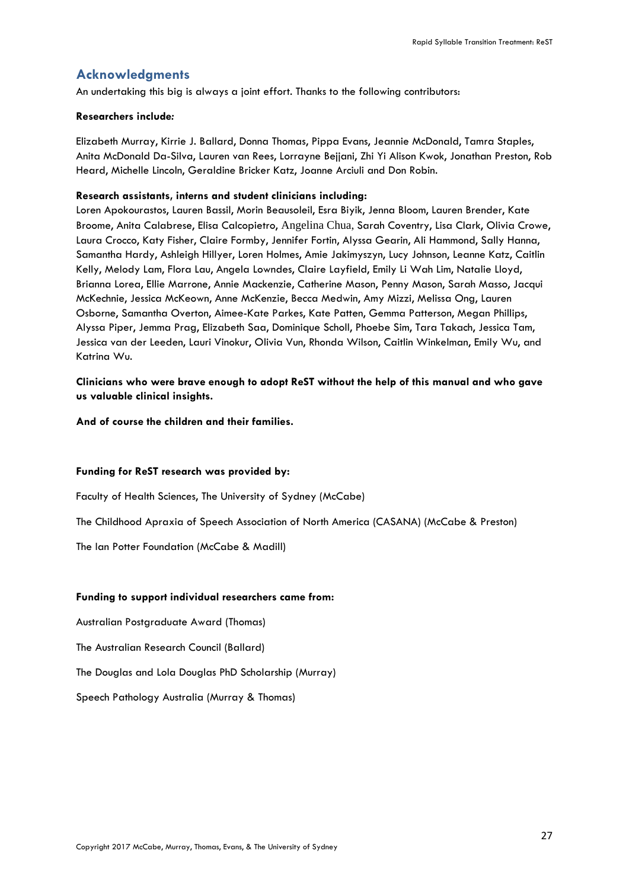## Acknowledgments

An undertaking this big is always a joint effort. Thanks to the following contributors:

**Researchers include:**

Elizabeth Murray, Kirrie J. Ballard, Donna Thomas, Pippa Evans, Jeannie McDonald, Tamra Staples, Anita McDonald Da-Silva, Lauren van Rees, Lorrayne Bejjani, Zhi Yi Alison Kwok, Jonathan Preston, Rob Heard, Michelle Lincoln, Geraldine Bricker Katz, Joanne Arciuli and Don Robin.

**Research assistants, interns and student clinicians including:**

Loren Apokourastos, Lauren Bassil, Morin Beausoleil, Esra Biyik, Jenna Bloom, Lauren Brender, Kate Broome, Anita Calabrese, Elisa Calcopietro, Angelina Chua, Sarah Coventry, Lisa Clark, Olivia Crowe, Laura Crocco, Katy Fisher, Claire Formby, Jennifer Fortin, Alyssa Gearin, Ali Hammond, Sally Hanna, Samantha Hardy, Ashleigh Hillyer, Loren Holmes, Amie Jakimyszyn, Lucy Johnson, Leanne Katz, Caitlin Kelly, Melody Lam, Flora Lau, Angela Lowndes, Claire Layfield, Emily Li Wah Lim, Natalie Lloyd, Brianna Lorea, Ellie Marrone, Annie Mackenzie, Catherine Mason, Penny Mason, Sarah Masso, Jacqui McKechnie, Jessica McKeown, Anne McKenzie, Becca Medwin, Amy Mizzi, Melissa Ong, Lauren Osborne, Samantha Overton, Aimee-Kate Parkes, Kate Patten, Gemma Patterson, Megan Phillips, Alyssa Piper, Jemma Prag, Elizabeth Saa, Dominique Scholl, Phoebe Sim, Tara Takach, Jessica Tam, Jessica van der Leeden, Lauri Vinokur, Olivia Vun, Rhonda Wilson, Caitlin Winkelman, Emily Wu, and Katrina Wu.

**Clinicians who were brave enough to adopt ReST without the help of this manual and who gave us valuable clinical insights.**

**And of course the children and their families.**

**Funding for ReST research was provided by:**

Faculty of Health Sciences, The University of Sydney (McCabe)

The Childhood Apraxia of Speech Association of North America (CASANA) (McCabe & Preston)

The Ian Potter Foundation (McCabe & Madill)

**Funding to support individual researchers came from:**

Australian Postgraduate Award (Thomas)

The Australian Research Council (Ballard)

The Douglas and Lola Douglas PhD Scholarship (Murray)

Speech Pathology Australia (Murray & Thomas)

Copyright 2017 McCabe, Murray, Thomas, Evans, & The University of Sydney